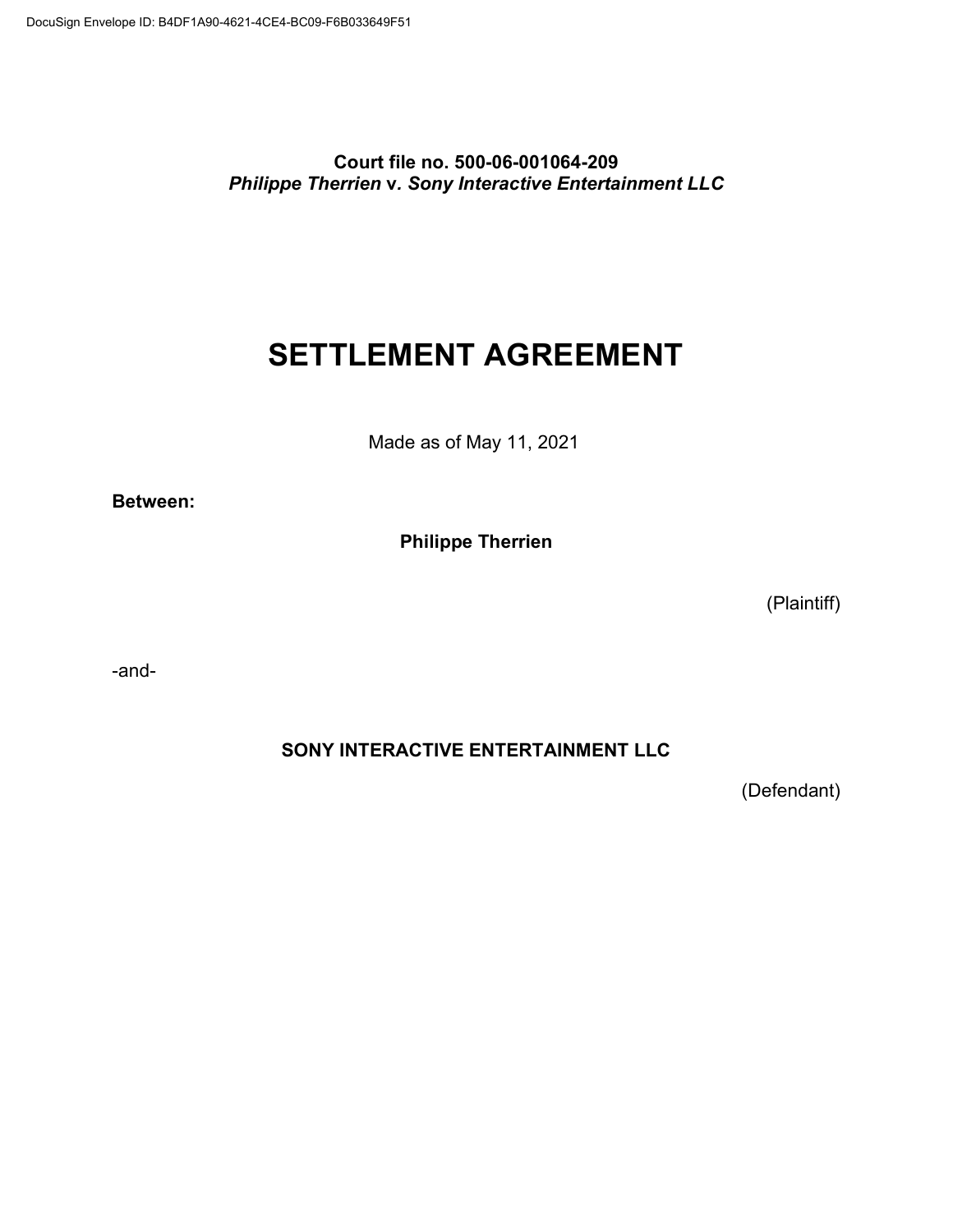DocuSign Envelope ID: B4DF1A90-4621-4CE4-BC09-F6B033649F51

**Court file no. 500-06-001064-209**
***Philippe Therrien* v. *Sony Interactive Entertainment LLC***

# SETTLEMENT AGREEMENT

Made as of May 11, 2021

**Between:**

**Philippe Therrien**

(Plaintiff)

-and-

**SONY INTERACTIVE ENTERTAINMENT LLC**

(Defendant)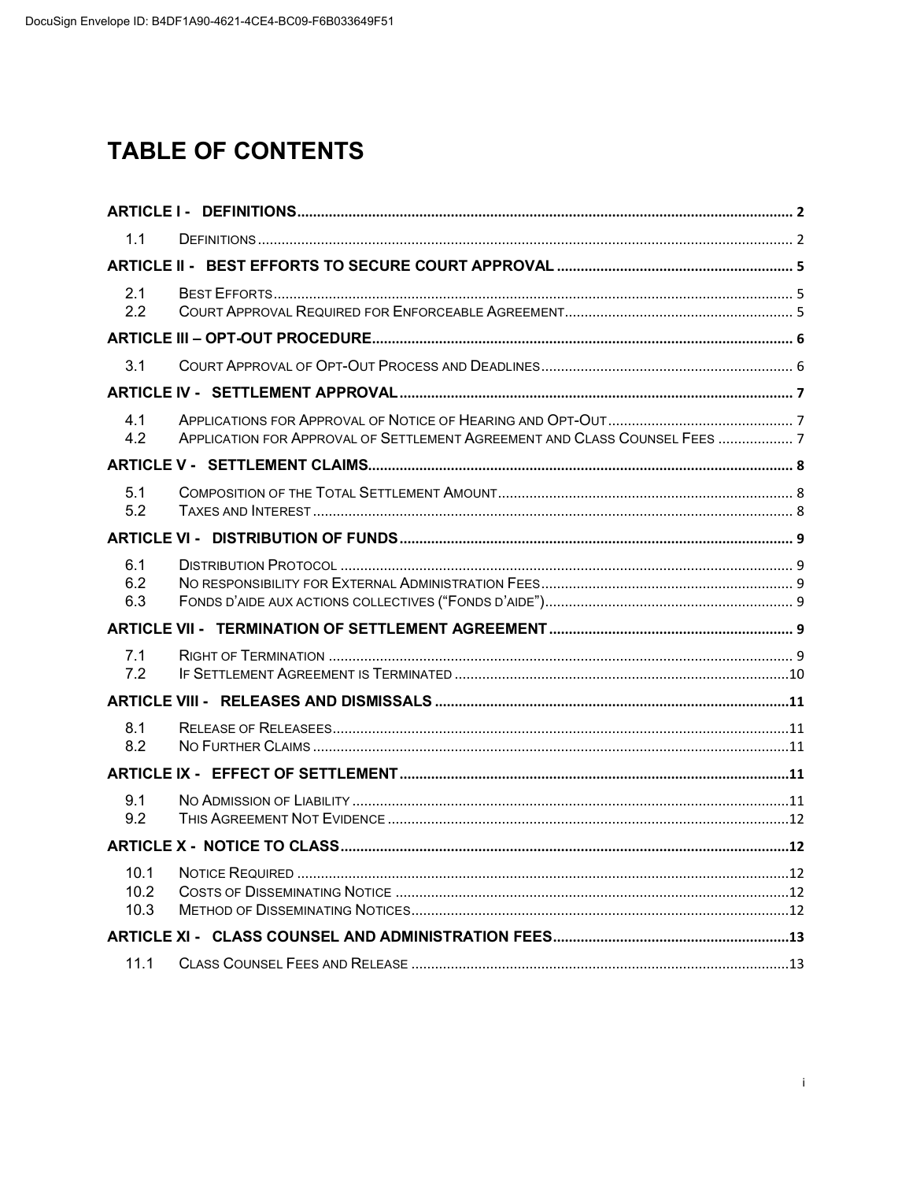# TABLE OF CONTENTS

**ARTICLE I - DEFINITIONS** ..... 2

- 1.1 DEFINITIONS ..... 2

**ARTICLE II - BEST EFFORTS TO SECURE COURT APPROVAL** ..... 5

- 2.1 BEST EFFORTS ..... 5
- 2.2 COURT APPROVAL REQUIRED FOR ENFORCEABLE AGREEMENT ..... 5

**ARTICLE III – OPT-OUT PROCEDURE** ..... 6

- 3.1 COURT APPROVAL OF OPT-OUT PROCESS AND DEADLINES ..... 6

**ARTICLE IV - SETTLEMENT APPROVAL** ..... 7

- 4.1 APPLICATIONS FOR APPROVAL OF NOTICE OF HEARING AND OPT-OUT ..... 7
- 4.2 APPLICATION FOR APPROVAL OF SETTLEMENT AGREEMENT AND CLASS COUNSEL FEES ..... 7

**ARTICLE V - SETTLEMENT CLAIMS** ..... 8

- 5.1 COMPOSITION OF THE TOTAL SETTLEMENT AMOUNT ..... 8
- 5.2 TAXES AND INTEREST ..... 8

**ARTICLE VI - DISTRIBUTION OF FUNDS** ..... 9

- 6.1 DISTRIBUTION PROTOCOL ..... 9
- 6.2 NO RESPONSIBILITY FOR EXTERNAL ADMINISTRATION FEES ..... 9
- 6.3 FONDS D'AIDE AUX ACTIONS COLLECTIVES ("FONDS D'AIDE") ..... 9

**ARTICLE VII - TERMINATION OF SETTLEMENT AGREEMENT** ..... 9

- 7.1 RIGHT OF TERMINATION ..... 9
- 7.2 IF SETTLEMENT AGREEMENT IS TERMINATED ..... 10

**ARTICLE VIII - RELEASES AND DISMISSALS** ..... 11

- 8.1 RELEASE OF RELEASEES ..... 11
- 8.2 NO FURTHER CLAIMS ..... 11

**ARTICLE IX - EFFECT OF SETTLEMENT** ..... 11

- 9.1 NO ADMISSION OF LIABILITY ..... 11
- 9.2 THIS AGREEMENT NOT EVIDENCE ..... 12

**ARTICLE X - NOTICE TO CLASS** ..... 12

- 10.1 NOTICE REQUIRED ..... 12
- 10.2 COSTS OF DISSEMINATING NOTICE ..... 12
- 10.3 METHOD OF DISSEMINATING NOTICES ..... 12

**ARTICLE XI - CLASS COUNSEL AND ADMINISTRATION FEES** ..... 13

- 11.1 CLASS COUNSEL FEES AND RELEASE ..... 13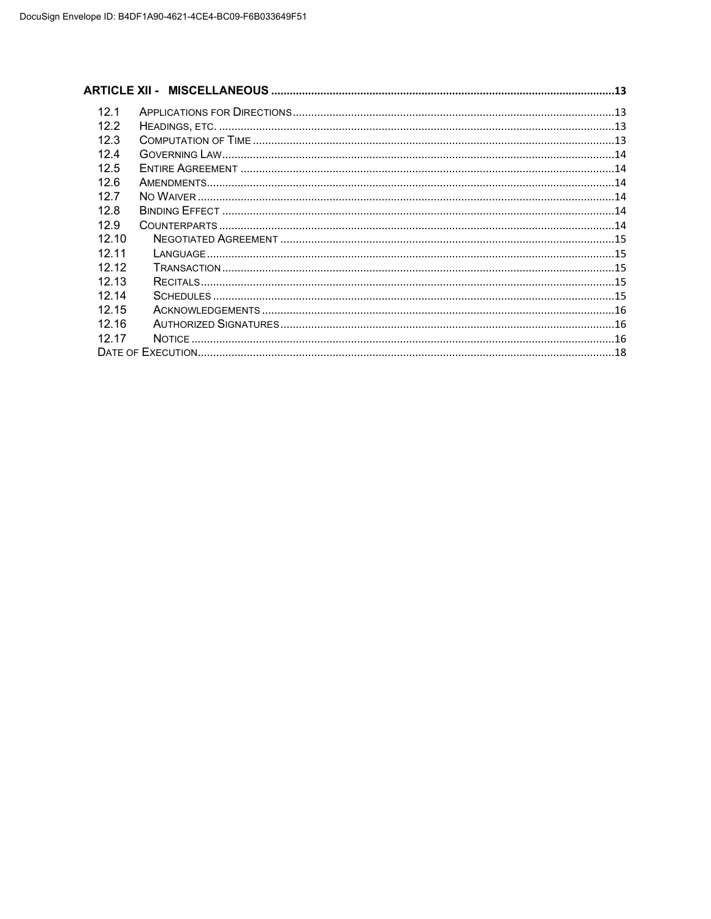**ARTICLE XII - MISCELLANEOUS** .....13

| | | |
|---|---|---|
| 12.1 | Applications for Directions | 13 |
| 12.2 | Headings, etc. | 13 |
| 12.3 | Computation of Time | 13 |
| 12.4 | Governing Law | 14 |
| 12.5 | Entire Agreement | 14 |
| 12.6 | Amendments | 14 |
| 12.7 | No Waiver | 14 |
| 12.8 | Binding Effect | 14 |
| 12.9 | Counterparts | 14 |
| 12.10 | Negotiated Agreement | 15 |
| 12.11 | Language | 15 |
| 12.12 | Transaction | 15 |
| 12.13 | Recitals | 15 |
| 12.14 | Schedules | 15 |
| 12.15 | Acknowledgements | 16 |
| 12.16 | Authorized Signatures | 16 |
| 12.17 | Notice | 16 |
| | Date of Execution | 18 |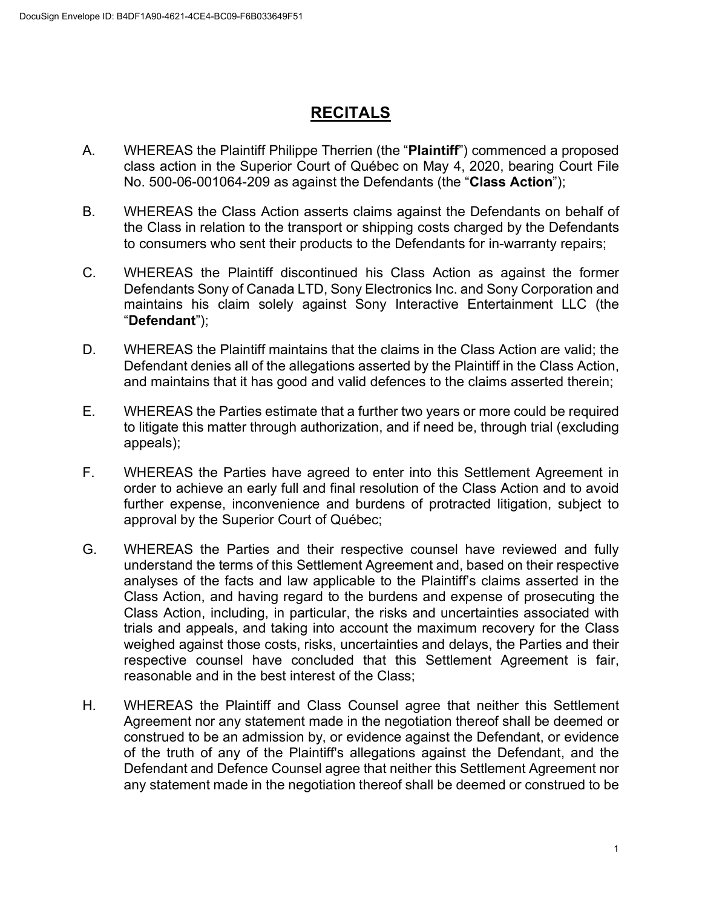# RECITALS

A. WHEREAS the Plaintiff Philippe Therrien (the "**Plaintiff**") commenced a proposed class action in the Superior Court of Québec on May 4, 2020, bearing Court File No. 500-06-001064-209 as against the Defendants (the "**Class Action**");

B. WHEREAS the Class Action asserts claims against the Defendants on behalf of the Class in relation to the transport or shipping costs charged by the Defendants to consumers who sent their products to the Defendants for in-warranty repairs;

C. WHEREAS the Plaintiff discontinued his Class Action as against the former Defendants Sony of Canada LTD, Sony Electronics Inc. and Sony Corporation and maintains his claim solely against Sony Interactive Entertainment LLC (the "**Defendant**");

D. WHEREAS the Plaintiff maintains that the claims in the Class Action are valid; the Defendant denies all of the allegations asserted by the Plaintiff in the Class Action, and maintains that it has good and valid defences to the claims asserted therein;

E. WHEREAS the Parties estimate that a further two years or more could be required to litigate this matter through authorization, and if need be, through trial (excluding appeals);

F. WHEREAS the Parties have agreed to enter into this Settlement Agreement in order to achieve an early full and final resolution of the Class Action and to avoid further expense, inconvenience and burdens of protracted litigation, subject to approval by the Superior Court of Québec;

G. WHEREAS the Parties and their respective counsel have reviewed and fully understand the terms of this Settlement Agreement and, based on their respective analyses of the facts and law applicable to the Plaintiff's claims asserted in the Class Action, and having regard to the burdens and expense of prosecuting the Class Action, including, in particular, the risks and uncertainties associated with trials and appeals, and taking into account the maximum recovery for the Class weighed against those costs, risks, uncertainties and delays, the Parties and their respective counsel have concluded that this Settlement Agreement is fair, reasonable and in the best interest of the Class;

H. WHEREAS the Plaintiff and Class Counsel agree that neither this Settlement Agreement nor any statement made in the negotiation thereof shall be deemed or construed to be an admission by, or evidence against the Defendant, or evidence of the truth of any of the Plaintiff's allegations against the Defendant, and the Defendant and Defence Counsel agree that neither this Settlement Agreement nor any statement made in the negotiation thereof shall be deemed or construed to be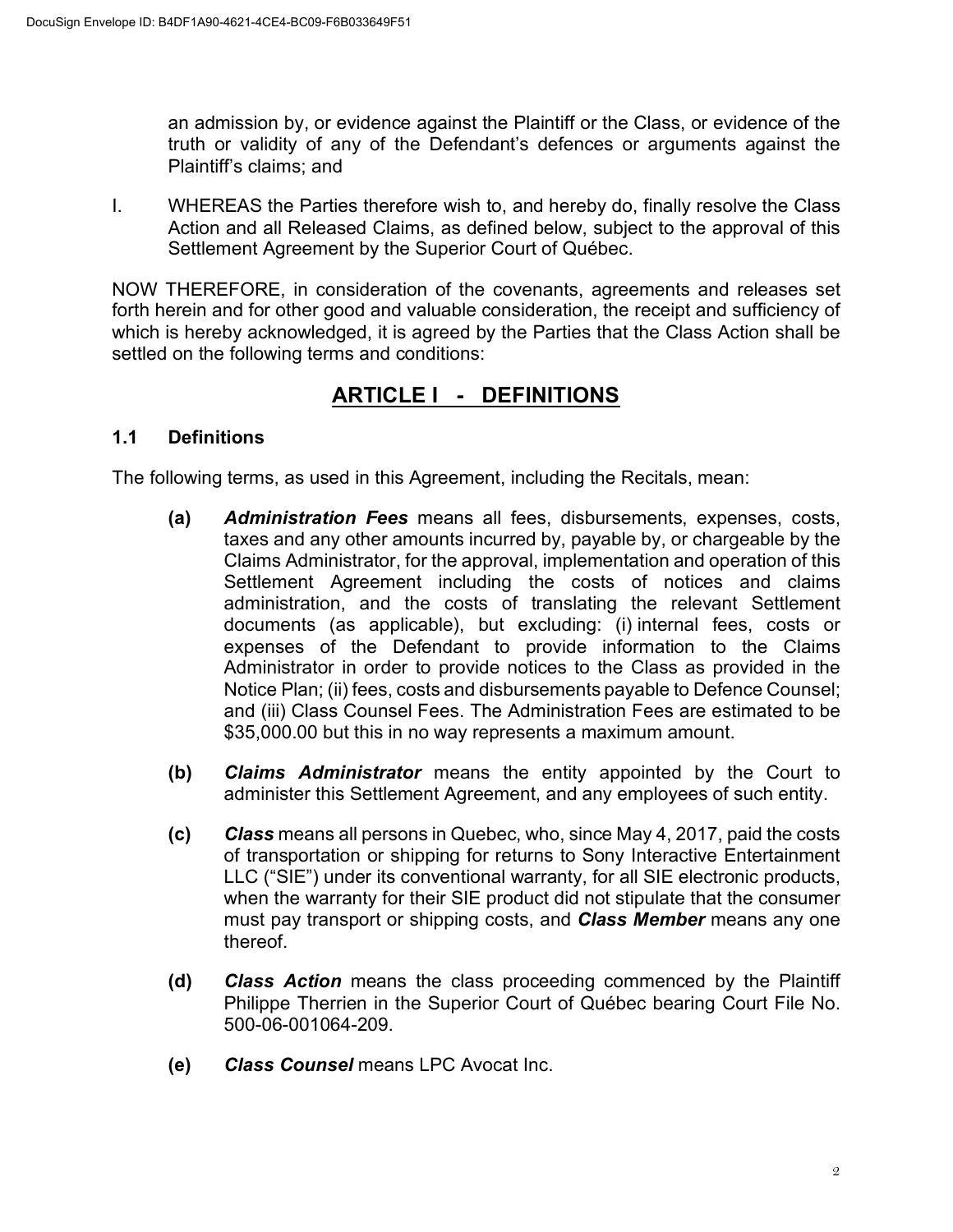an admission by, or evidence against the Plaintiff or the Class, or evidence of the truth or validity of any of the Defendant's defences or arguments against the Plaintiff's claims; and

I. WHEREAS the Parties therefore wish to, and hereby do, finally resolve the Class Action and all Released Claims, as defined below, subject to the approval of this Settlement Agreement by the Superior Court of Québec.

NOW THEREFORE, in consideration of the covenants, agreements and releases set forth herein and for other good and valuable consideration, the receipt and sufficiency of which is hereby acknowledged, it is agreed by the Parties that the Class Action shall be settled on the following terms and conditions:

# ARTICLE I - DEFINITIONS

## 1.1 Definitions

The following terms, as used in this Agreement, including the Recitals, mean:

**(a)** ***Administration Fees*** means all fees, disbursements, expenses, costs, taxes and any other amounts incurred by, payable by, or chargeable by the Claims Administrator, for the approval, implementation and operation of this Settlement Agreement including the costs of notices and claims administration, and the costs of translating the relevant Settlement documents (as applicable), but excluding: (i) internal fees, costs or expenses of the Defendant to provide information to the Claims Administrator in order to provide notices to the Class as provided in the Notice Plan; (ii) fees, costs and disbursements payable to Defence Counsel; and (iii) Class Counsel Fees. The Administration Fees are estimated to be $35,000.00 but this in no way represents a maximum amount.

**(b)** ***Claims Administrator*** means the entity appointed by the Court to administer this Settlement Agreement, and any employees of such entity.

**(c)** ***Class*** means all persons in Quebec, who, since May 4, 2017, paid the costs of transportation or shipping for returns to Sony Interactive Entertainment LLC ("SIE") under its conventional warranty, for all SIE electronic products, when the warranty for their SIE product did not stipulate that the consumer must pay transport or shipping costs, and ***Class Member*** means any one thereof.

**(d)** ***Class Action*** means the class proceeding commenced by the Plaintiff Philippe Therrien in the Superior Court of Québec bearing Court File No. 500-06-001064-209.

**(e)** ***Class Counsel*** means LPC Avocat Inc.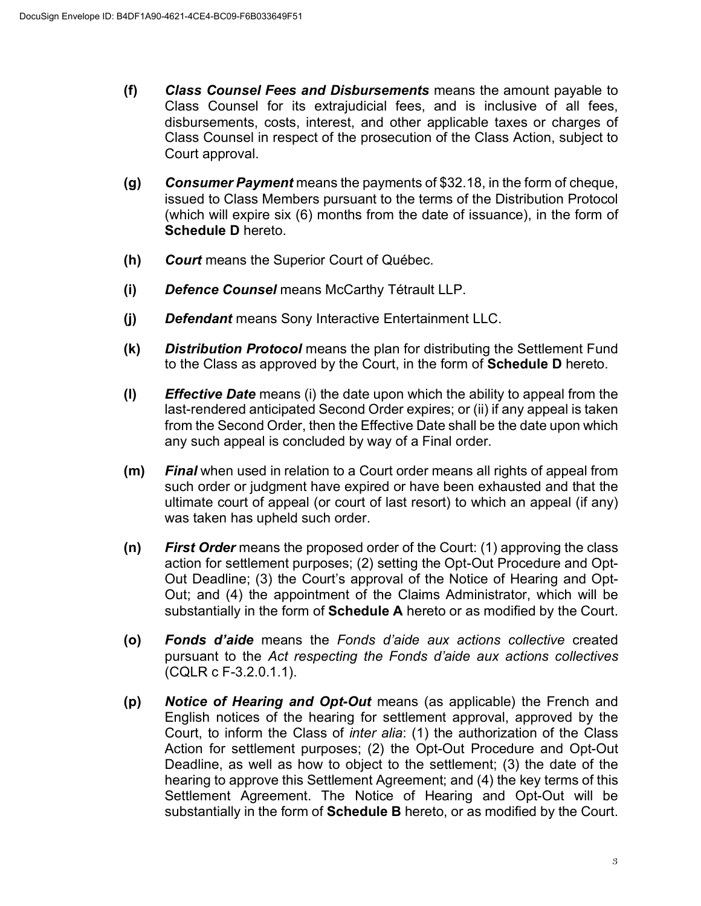**(f)** ***Class Counsel Fees and Disbursements*** means the amount payable to Class Counsel for its extrajudicial fees, and is inclusive of all fees, disbursements, costs, interest, and other applicable taxes or charges of Class Counsel in respect of the prosecution of the Class Action, subject to Court approval.

**(g)** ***Consumer Payment*** means the payments of $32.18, in the form of cheque, issued to Class Members pursuant to the terms of the Distribution Protocol (which will expire six (6) months from the date of issuance), in the form of **Schedule D** hereto.

**(h)** ***Court*** means the Superior Court of Québec.

**(i)** ***Defence Counsel*** means McCarthy Tétrault LLP.

**(j)** ***Defendant*** means Sony Interactive Entertainment LLC.

**(k)** ***Distribution Protocol*** means the plan for distributing the Settlement Fund to the Class as approved by the Court, in the form of **Schedule D** hereto.

**(l)** ***Effective Date*** means (i) the date upon which the ability to appeal from the last-rendered anticipated Second Order expires; or (ii) if any appeal is taken from the Second Order, then the Effective Date shall be the date upon which any such appeal is concluded by way of a Final order.

**(m)** ***Final*** when used in relation to a Court order means all rights of appeal from such order or judgment have expired or have been exhausted and that the ultimate court of appeal (or court of last resort) to which an appeal (if any) was taken has upheld such order.

**(n)** ***First Order*** means the proposed order of the Court: (1) approving the class action for settlement purposes; (2) setting the Opt-Out Procedure and Opt-Out Deadline; (3) the Court's approval of the Notice of Hearing and Opt-Out; and (4) the appointment of the Claims Administrator, which will be substantially in the form of **Schedule A** hereto or as modified by the Court.

**(o)** ***Fonds d'aide*** means the *Fonds d'aide aux actions collective* created pursuant to the *Act respecting the Fonds d'aide aux actions collectives* (CQLR c F-3.2.0.1.1).

**(p)** ***Notice of Hearing and Opt-Out*** means (as applicable) the French and English notices of the hearing for settlement approval, approved by the Court, to inform the Class of *inter alia*: (1) the authorization of the Class Action for settlement purposes; (2) the Opt-Out Procedure and Opt-Out Deadline, as well as how to object to the settlement; (3) the date of the hearing to approve this Settlement Agreement; and (4) the key terms of this Settlement Agreement. The Notice of Hearing and Opt-Out will be substantially in the form of **Schedule B** hereto, or as modified by the Court.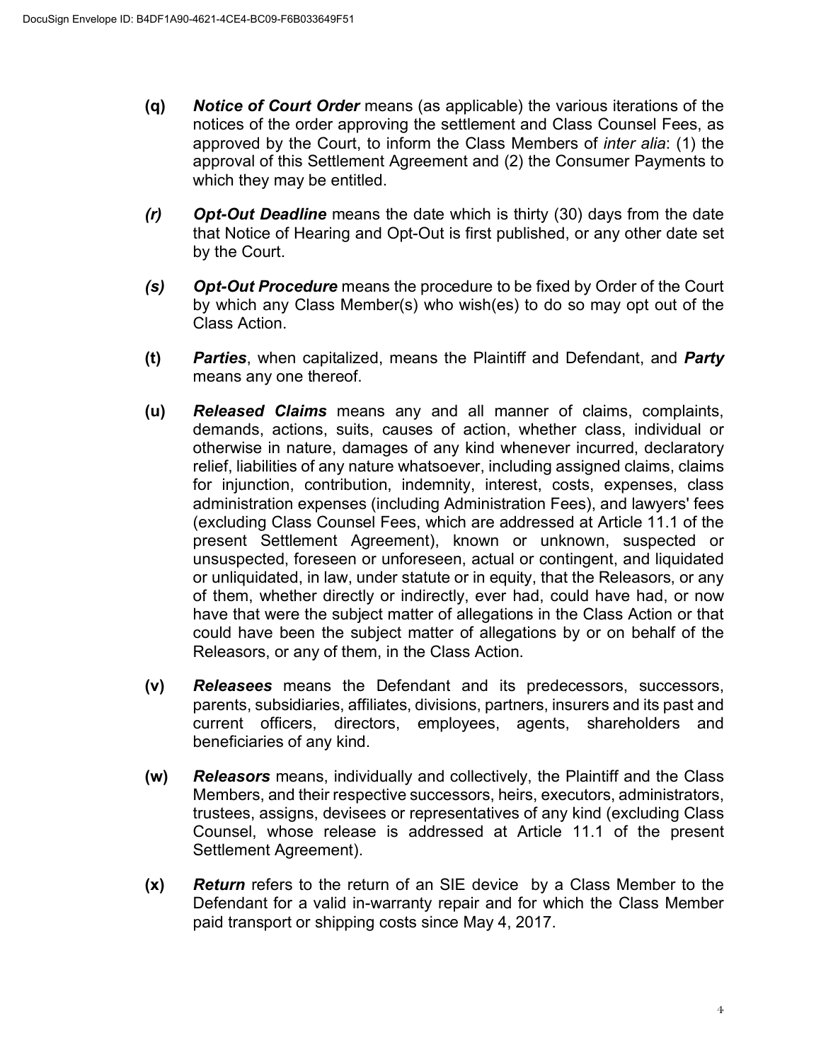**(q)** ***Notice of Court Order*** means (as applicable) the various iterations of the notices of the order approving the settlement and Class Counsel Fees, as approved by the Court, to inform the Class Members of *inter alia*: (1) the approval of this Settlement Agreement and (2) the Consumer Payments to which they may be entitled.

***(r)*** ***Opt-Out Deadline*** means the date which is thirty (30) days from the date that Notice of Hearing and Opt-Out is first published, or any other date set by the Court.

***(s)*** ***Opt-Out Procedure*** means the procedure to be fixed by Order of the Court by which any Class Member(s) who wish(es) to do so may opt out of the Class Action.

**(t)** ***Parties***, when capitalized, means the Plaintiff and Defendant, and ***Party*** means any one thereof.

**(u)** ***Released Claims*** means any and all manner of claims, complaints, demands, actions, suits, causes of action, whether class, individual or otherwise in nature, damages of any kind whenever incurred, declaratory relief, liabilities of any nature whatsoever, including assigned claims, claims for injunction, contribution, indemnity, interest, costs, expenses, class administration expenses (including Administration Fees), and lawyers' fees (excluding Class Counsel Fees, which are addressed at Article 11.1 of the present Settlement Agreement), known or unknown, suspected or unsuspected, foreseen or unforeseen, actual or contingent, and liquidated or unliquidated, in law, under statute or in equity, that the Releasors, or any of them, whether directly or indirectly, ever had, could have had, or now have that were the subject matter of allegations in the Class Action or that could have been the subject matter of allegations by or on behalf of the Releasors, or any of them, in the Class Action.

**(v)** ***Releasees*** means the Defendant and its predecessors, successors, parents, subsidiaries, affiliates, divisions, partners, insurers and its past and current officers, directors, employees, agents, shareholders and beneficiaries of any kind.

**(w)** ***Releasors*** means, individually and collectively, the Plaintiff and the Class Members, and their respective successors, heirs, executors, administrators, trustees, assigns, devisees or representatives of any kind (excluding Class Counsel, whose release is addressed at Article 11.1 of the present Settlement Agreement).

**(x)** ***Return*** refers to the return of an SIE device by a Class Member to the Defendant for a valid in-warranty repair and for which the Class Member paid transport or shipping costs since May 4, 2017.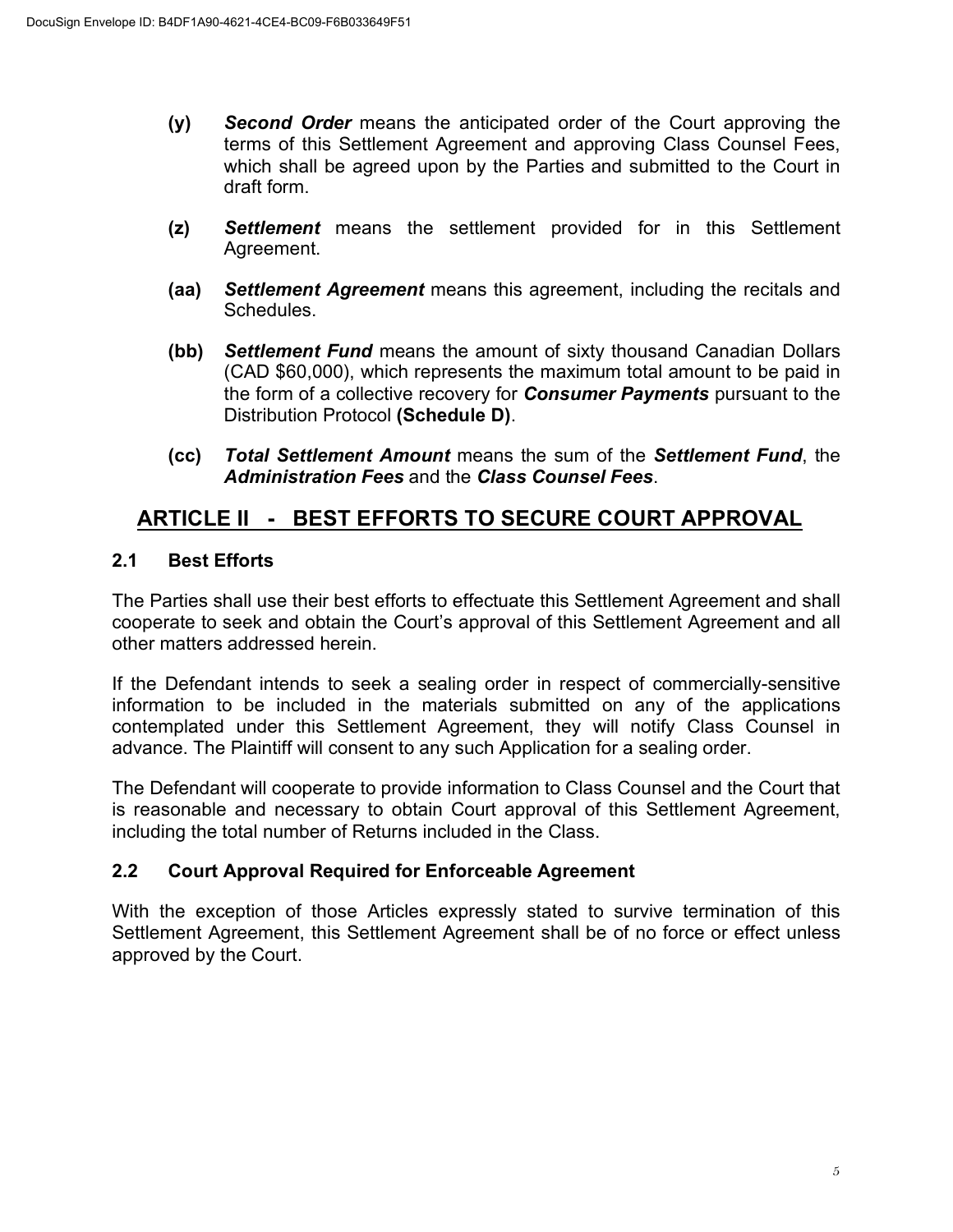**(y)** ***Second Order*** means the anticipated order of the Court approving the terms of this Settlement Agreement and approving Class Counsel Fees, which shall be agreed upon by the Parties and submitted to the Court in draft form.

**(z)** ***Settlement*** means the settlement provided for in this Settlement Agreement.

**(aa)** ***Settlement Agreement*** means this agreement, including the recitals and Schedules.

**(bb)** ***Settlement Fund*** means the amount of sixty thousand Canadian Dollars (CAD $60,000), which represents the maximum total amount to be paid in the form of a collective recovery for ***Consumer Payments*** pursuant to the Distribution Protocol **(Schedule D)**.

**(cc)** ***Total Settlement Amount*** means the sum of the ***Settlement Fund***, the ***Administration Fees*** and the ***Class Counsel Fees***.

## ARTICLE II - BEST EFFORTS TO SECURE COURT APPROVAL

### 2.1 Best Efforts

The Parties shall use their best efforts to effectuate this Settlement Agreement and shall cooperate to seek and obtain the Court's approval of this Settlement Agreement and all other matters addressed herein.

If the Defendant intends to seek a sealing order in respect of commercially-sensitive information to be included in the materials submitted on any of the applications contemplated under this Settlement Agreement, they will notify Class Counsel in advance. The Plaintiff will consent to any such Application for a sealing order.

The Defendant will cooperate to provide information to Class Counsel and the Court that is reasonable and necessary to obtain Court approval of this Settlement Agreement, including the total number of Returns included in the Class.

### 2.2 Court Approval Required for Enforceable Agreement

With the exception of those Articles expressly stated to survive termination of this Settlement Agreement, this Settlement Agreement shall be of no force or effect unless approved by the Court.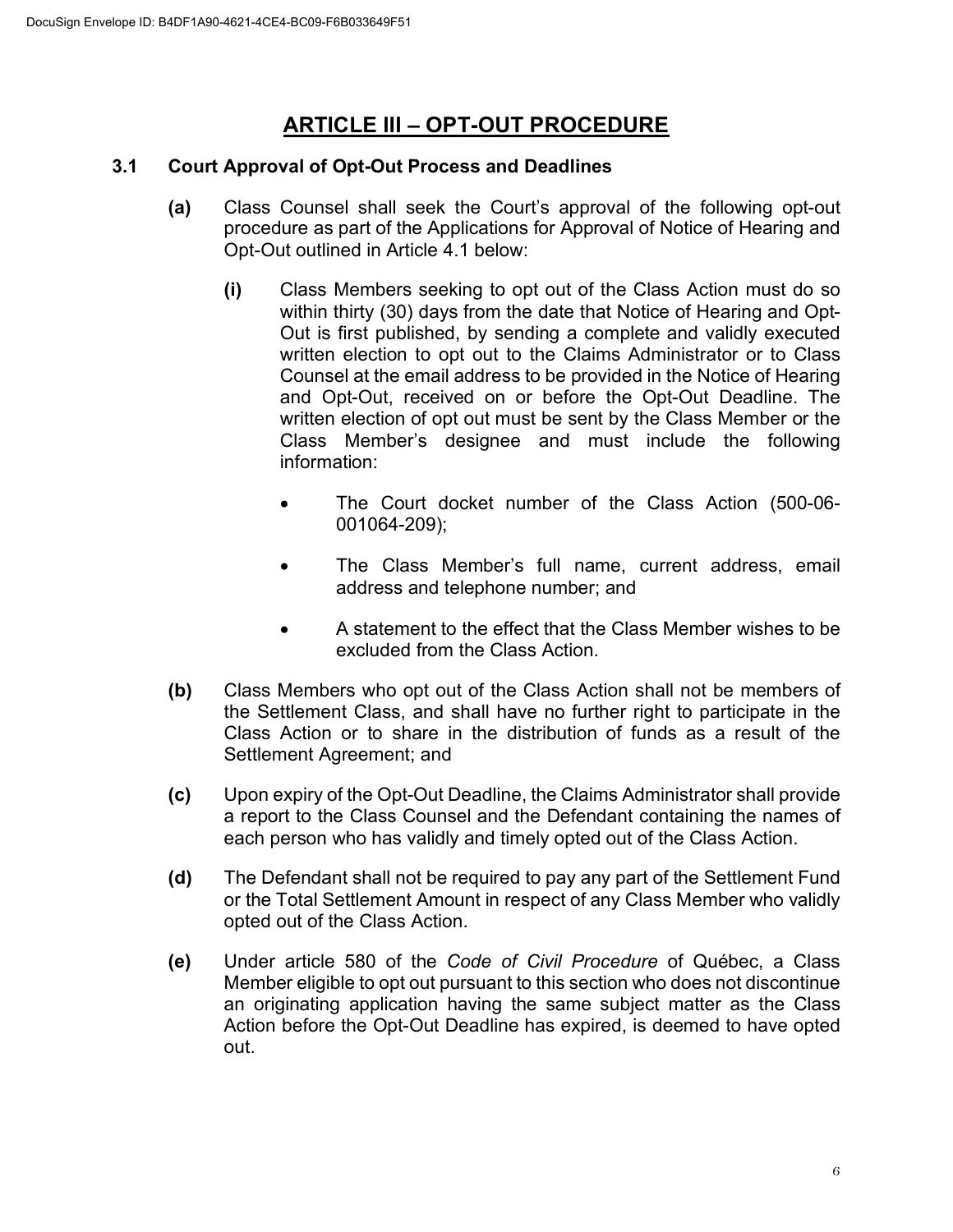# ARTICLE III – OPT-OUT PROCEDURE

## 3.1 Court Approval of Opt-Out Process and Deadlines

**(a)** Class Counsel shall seek the Court's approval of the following opt-out procedure as part of the Applications for Approval of Notice of Hearing and Opt-Out outlined in Article 4.1 below:

**(i)** Class Members seeking to opt out of the Class Action must do so within thirty (30) days from the date that Notice of Hearing and Opt-Out is first published, by sending a complete and validly executed written election to opt out to the Claims Administrator or to Class Counsel at the email address to be provided in the Notice of Hearing and Opt-Out, received on or before the Opt-Out Deadline. The written election of opt out must be sent by the Class Member or the Class Member's designee and must include the following information:

- The Court docket number of the Class Action (500-06-001064-209);
- The Class Member's full name, current address, email address and telephone number; and
- A statement to the effect that the Class Member wishes to be excluded from the Class Action.

**(b)** Class Members who opt out of the Class Action shall not be members of the Settlement Class, and shall have no further right to participate in the Class Action or to share in the distribution of funds as a result of the Settlement Agreement; and

**(c)** Upon expiry of the Opt-Out Deadline, the Claims Administrator shall provide a report to the Class Counsel and the Defendant containing the names of each person who has validly and timely opted out of the Class Action.

**(d)** The Defendant shall not be required to pay any part of the Settlement Fund or the Total Settlement Amount in respect of any Class Member who validly opted out of the Class Action.

**(e)** Under article 580 of the *Code of Civil Procedure* of Québec, a Class Member eligible to opt out pursuant to this section who does not discontinue an originating application having the same subject matter as the Class Action before the Opt-Out Deadline has expired, is deemed to have opted out.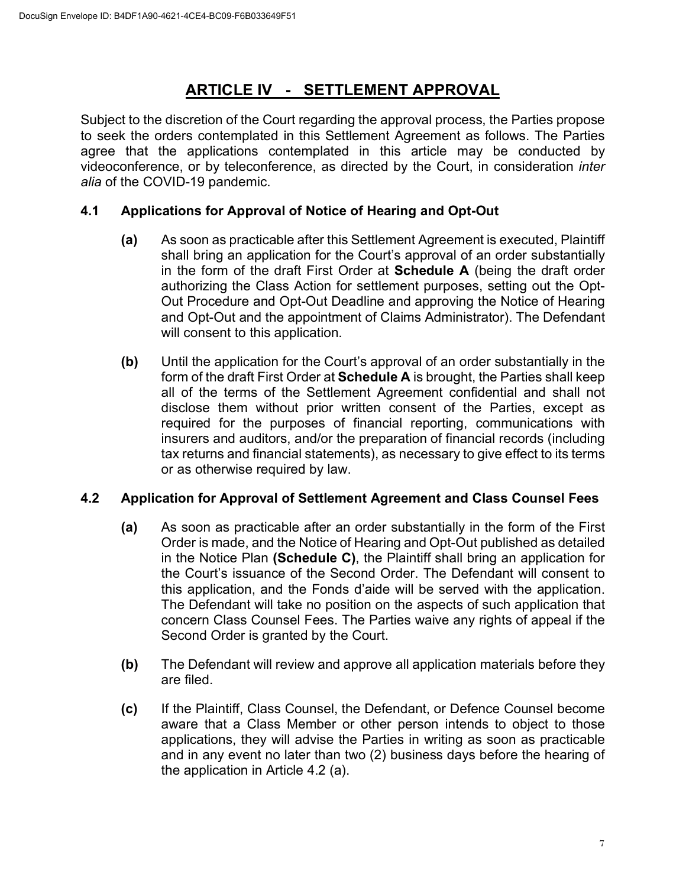# ARTICLE IV - SETTLEMENT APPROVAL

Subject to the discretion of the Court regarding the approval process, the Parties propose to seek the orders contemplated in this Settlement Agreement as follows. The Parties agree that the applications contemplated in this article may be conducted by videoconference, or by teleconference, as directed by the Court, in consideration *inter alia* of the COVID-19 pandemic.

## 4.1 Applications for Approval of Notice of Hearing and Opt-Out

**(a)** As soon as practicable after this Settlement Agreement is executed, Plaintiff shall bring an application for the Court's approval of an order substantially in the form of the draft First Order at **Schedule A** (being the draft order authorizing the Class Action for settlement purposes, setting out the Opt-Out Procedure and Opt-Out Deadline and approving the Notice of Hearing and Opt-Out and the appointment of Claims Administrator). The Defendant will consent to this application.

**(b)** Until the application for the Court's approval of an order substantially in the form of the draft First Order at **Schedule A** is brought, the Parties shall keep all of the terms of the Settlement Agreement confidential and shall not disclose them without prior written consent of the Parties, except as required for the purposes of financial reporting, communications with insurers and auditors, and/or the preparation of financial records (including tax returns and financial statements), as necessary to give effect to its terms or as otherwise required by law.

## 4.2 Application for Approval of Settlement Agreement and Class Counsel Fees

**(a)** As soon as practicable after an order substantially in the form of the First Order is made, and the Notice of Hearing and Opt-Out published as detailed in the Notice Plan **(Schedule C)**, the Plaintiff shall bring an application for the Court's issuance of the Second Order. The Defendant will consent to this application, and the Fonds d'aide will be served with the application. The Defendant will take no position on the aspects of such application that concern Class Counsel Fees. The Parties waive any rights of appeal if the Second Order is granted by the Court.

**(b)** The Defendant will review and approve all application materials before they are filed.

**(c)** If the Plaintiff, Class Counsel, the Defendant, or Defence Counsel become aware that a Class Member or other person intends to object to those applications, they will advise the Parties in writing as soon as practicable and in any event no later than two (2) business days before the hearing of the application in Article 4.2 (a).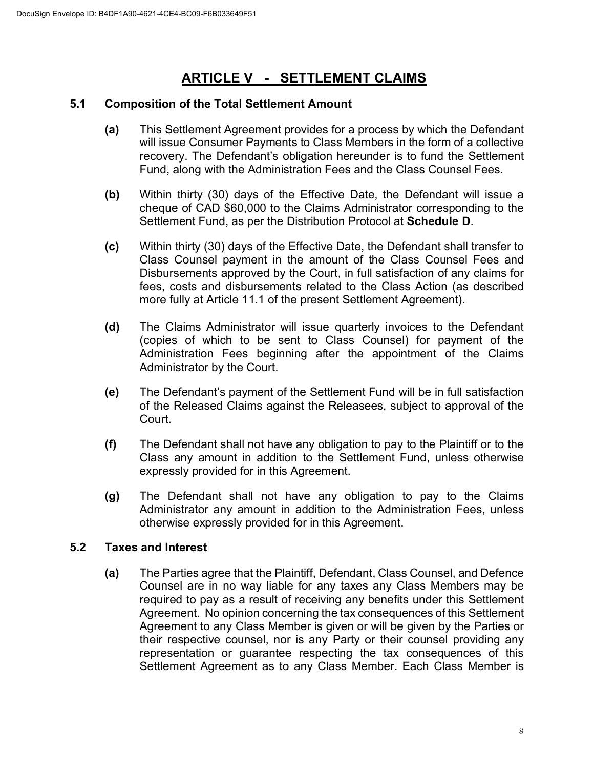# ARTICLE V - SETTLEMENT CLAIMS

## 5.1 Composition of the Total Settlement Amount

**(a)** This Settlement Agreement provides for a process by which the Defendant will issue Consumer Payments to Class Members in the form of a collective recovery. The Defendant's obligation hereunder is to fund the Settlement Fund, along with the Administration Fees and the Class Counsel Fees.

**(b)** Within thirty (30) days of the Effective Date, the Defendant will issue a cheque of CAD $60,000 to the Claims Administrator corresponding to the Settlement Fund, as per the Distribution Protocol at **Schedule D**.

**(c)** Within thirty (30) days of the Effective Date, the Defendant shall transfer to Class Counsel payment in the amount of the Class Counsel Fees and Disbursements approved by the Court, in full satisfaction of any claims for fees, costs and disbursements related to the Class Action (as described more fully at Article 11.1 of the present Settlement Agreement).

**(d)** The Claims Administrator will issue quarterly invoices to the Defendant (copies of which to be sent to Class Counsel) for payment of the Administration Fees beginning after the appointment of the Claims Administrator by the Court.

**(e)** The Defendant's payment of the Settlement Fund will be in full satisfaction of the Released Claims against the Releasees, subject to approval of the Court.

**(f)** The Defendant shall not have any obligation to pay to the Plaintiff or to the Class any amount in addition to the Settlement Fund, unless otherwise expressly provided for in this Agreement.

**(g)** The Defendant shall not have any obligation to pay to the Claims Administrator any amount in addition to the Administration Fees, unless otherwise expressly provided for in this Agreement.

## 5.2 Taxes and Interest

**(a)** The Parties agree that the Plaintiff, Defendant, Class Counsel, and Defence Counsel are in no way liable for any taxes any Class Members may be required to pay as a result of receiving any benefits under this Settlement Agreement. No opinion concerning the tax consequences of this Settlement Agreement to any Class Member is given or will be given by the Parties or their respective counsel, nor is any Party or their counsel providing any representation or guarantee respecting the tax consequences of this Settlement Agreement as to any Class Member. Each Class Member is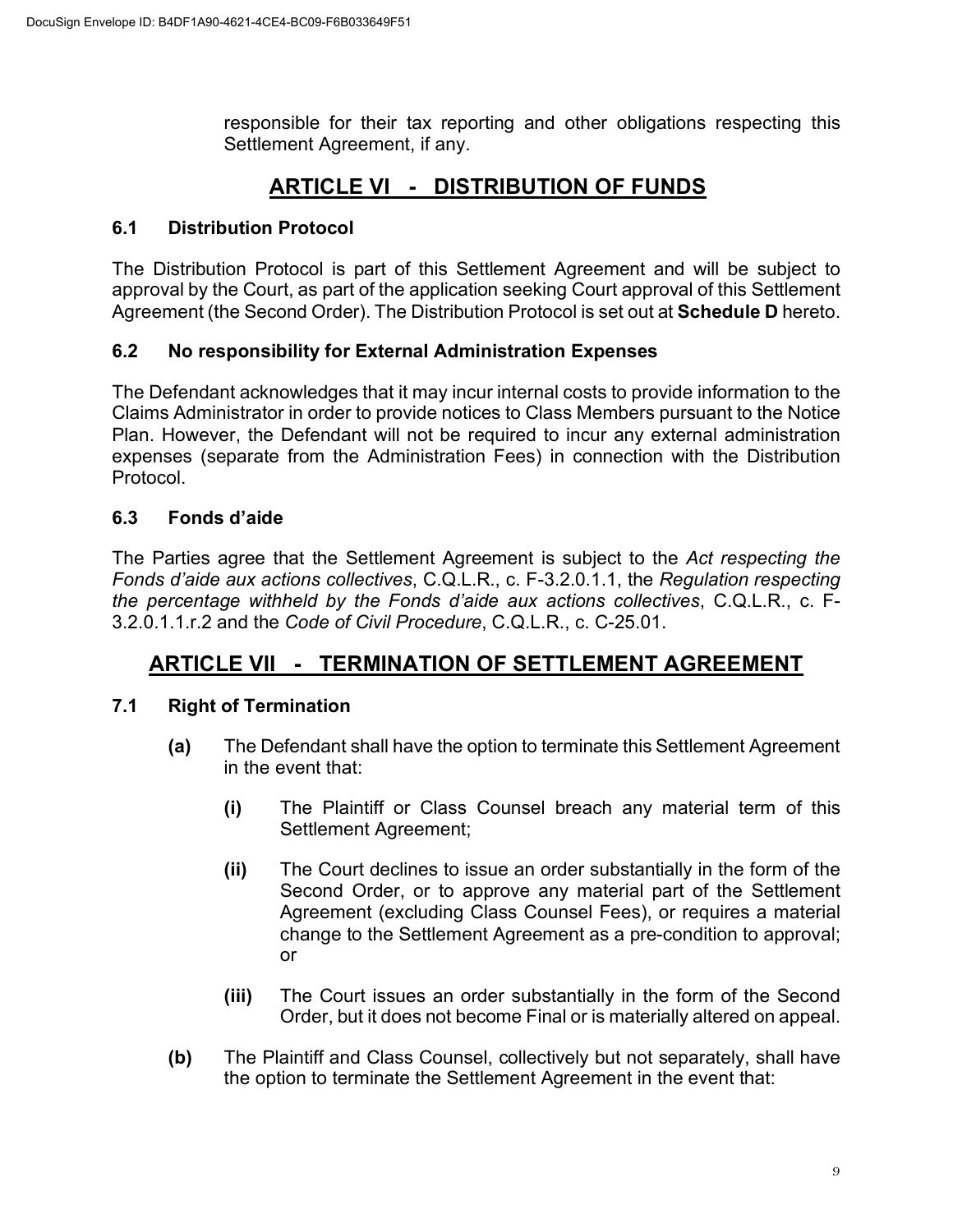responsible for their tax reporting and other obligations respecting this Settlement Agreement, if any.

## ARTICLE VI - DISTRIBUTION OF FUNDS

### 6.1 Distribution Protocol

The Distribution Protocol is part of this Settlement Agreement and will be subject to approval by the Court, as part of the application seeking Court approval of this Settlement Agreement (the Second Order). The Distribution Protocol is set out at **Schedule D** hereto.

### 6.2 No responsibility for External Administration Expenses

The Defendant acknowledges that it may incur internal costs to provide information to the Claims Administrator in order to provide notices to Class Members pursuant to the Notice Plan. However, the Defendant will not be required to incur any external administration expenses (separate from the Administration Fees) in connection with the Distribution Protocol.

### 6.3 Fonds d'aide

The Parties agree that the Settlement Agreement is subject to the *Act respecting the Fonds d'aide aux actions collectives*, C.Q.L.R., c. F-3.2.0.1.1, the *Regulation respecting the percentage withheld by the Fonds d'aide aux actions collectives*, C.Q.L.R., c. F-3.2.0.1.1.r.2 and the *Code of Civil Procedure*, C.Q.L.R., c. C-25.01.

## ARTICLE VII - TERMINATION OF SETTLEMENT AGREEMENT

### 7.1 Right of Termination

**(a)** The Defendant shall have the option to terminate this Settlement Agreement in the event that:

**(i)** The Plaintiff or Class Counsel breach any material term of this Settlement Agreement;

**(ii)** The Court declines to issue an order substantially in the form of the Second Order, or to approve any material part of the Settlement Agreement (excluding Class Counsel Fees), or requires a material change to the Settlement Agreement as a pre-condition to approval; or

**(iii)** The Court issues an order substantially in the form of the Second Order, but it does not become Final or is materially altered on appeal.

**(b)** The Plaintiff and Class Counsel, collectively but not separately, shall have the option to terminate the Settlement Agreement in the event that: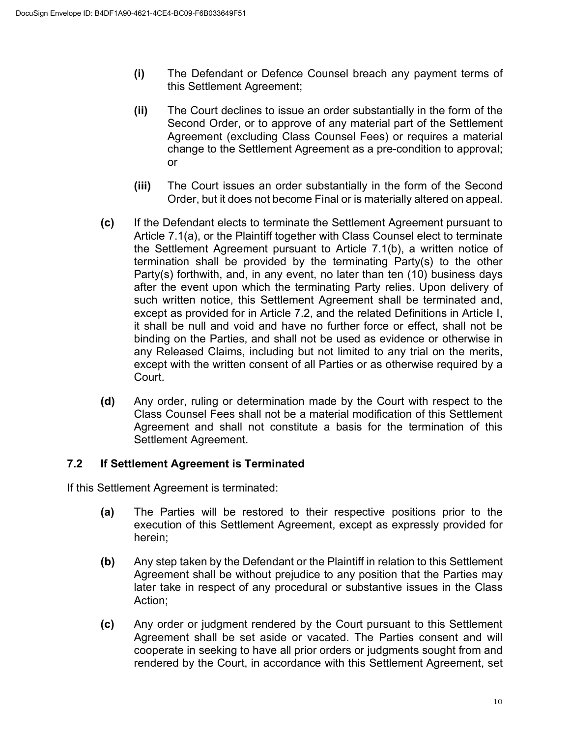**(i)** The Defendant or Defence Counsel breach any payment terms of this Settlement Agreement;

**(ii)** The Court declines to issue an order substantially in the form of the Second Order, or to approve of any material part of the Settlement Agreement (excluding Class Counsel Fees) or requires a material change to the Settlement Agreement as a pre-condition to approval; or

**(iii)** The Court issues an order substantially in the form of the Second Order, but it does not become Final or is materially altered on appeal.

**(c)** If the Defendant elects to terminate the Settlement Agreement pursuant to Article 7.1(a), or the Plaintiff together with Class Counsel elect to terminate the Settlement Agreement pursuant to Article 7.1(b), a written notice of termination shall be provided by the terminating Party(s) to the other Party(s) forthwith, and, in any event, no later than ten (10) business days after the event upon which the terminating Party relies. Upon delivery of such written notice, this Settlement Agreement shall be terminated and, except as provided for in Article 7.2, and the related Definitions in Article I, it shall be null and void and have no further force or effect, shall not be binding on the Parties, and shall not be used as evidence or otherwise in any Released Claims, including but not limited to any trial on the merits, except with the written consent of all Parties or as otherwise required by a Court.

**(d)** Any order, ruling or determination made by the Court with respect to the Class Counsel Fees shall not be a material modification of this Settlement Agreement and shall not constitute a basis for the termination of this Settlement Agreement.

## 7.2 If Settlement Agreement is Terminated

If this Settlement Agreement is terminated:

**(a)** The Parties will be restored to their respective positions prior to the execution of this Settlement Agreement, except as expressly provided for herein;

**(b)** Any step taken by the Defendant or the Plaintiff in relation to this Settlement Agreement shall be without prejudice to any position that the Parties may later take in respect of any procedural or substantive issues in the Class Action;

**(c)** Any order or judgment rendered by the Court pursuant to this Settlement Agreement shall be set aside or vacated. The Parties consent and will cooperate in seeking to have all prior orders or judgments sought from and rendered by the Court, in accordance with this Settlement Agreement, set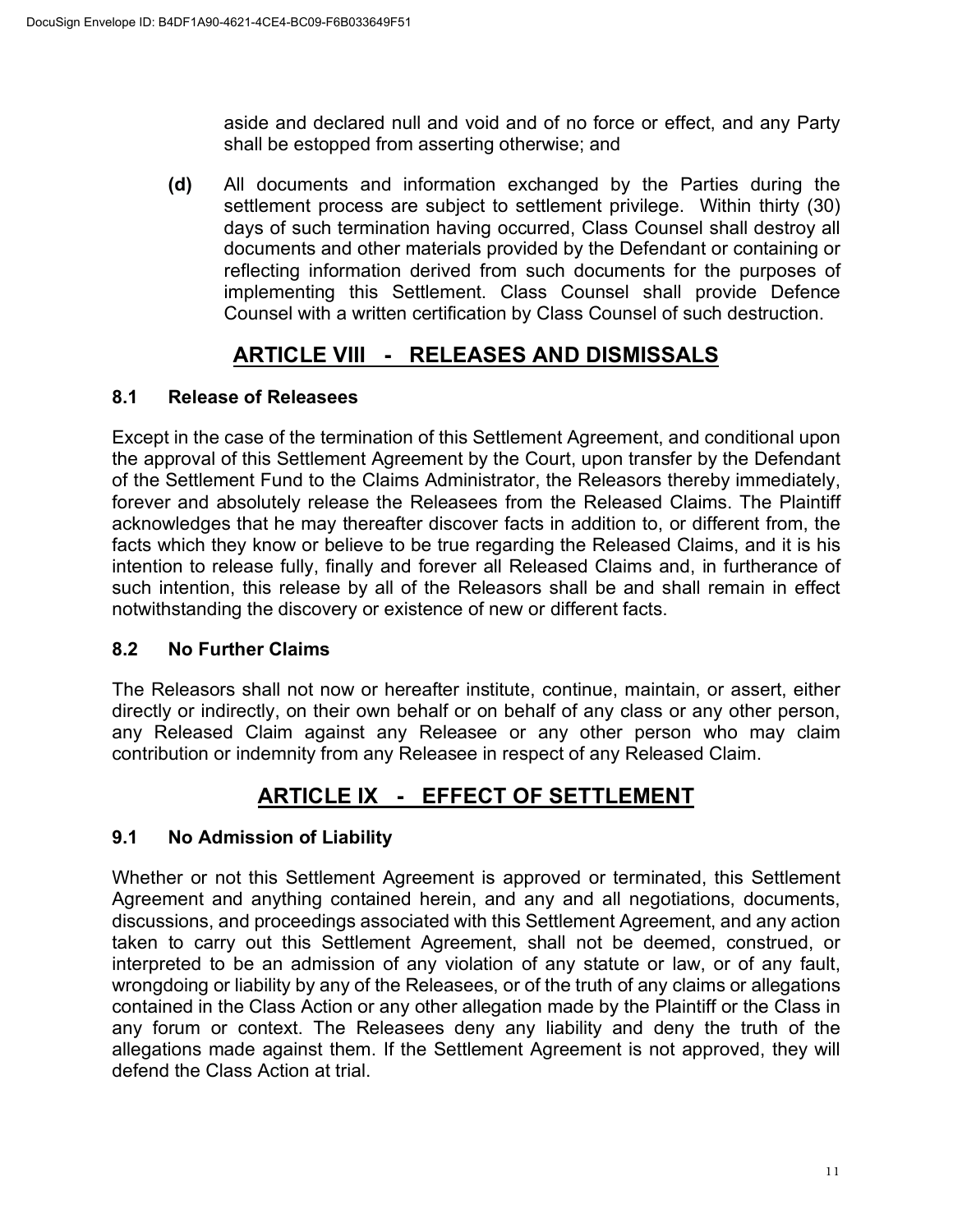aside and declared null and void and of no force or effect, and any Party shall be estopped from asserting otherwise; and

**(d)** All documents and information exchanged by the Parties during the settlement process are subject to settlement privilege. Within thirty (30) days of such termination having occurred, Class Counsel shall destroy all documents and other materials provided by the Defendant or containing or reflecting information derived from such documents for the purposes of implementing this Settlement. Class Counsel shall provide Defence Counsel with a written certification by Class Counsel of such destruction.

## ARTICLE VIII - RELEASES AND DISMISSALS

### 8.1 Release of Releasees

Except in the case of the termination of this Settlement Agreement, and conditional upon the approval of this Settlement Agreement by the Court, upon transfer by the Defendant of the Settlement Fund to the Claims Administrator, the Releasors thereby immediately, forever and absolutely release the Releasees from the Released Claims. The Plaintiff acknowledges that he may thereafter discover facts in addition to, or different from, the facts which they know or believe to be true regarding the Released Claims, and it is his intention to release fully, finally and forever all Released Claims and, in furtherance of such intention, this release by all of the Releasors shall be and shall remain in effect notwithstanding the discovery or existence of new or different facts.

### 8.2 No Further Claims

The Releasors shall not now or hereafter institute, continue, maintain, or assert, either directly or indirectly, on their own behalf or on behalf of any class or any other person, any Released Claim against any Releasee or any other person who may claim contribution or indemnity from any Releasee in respect of any Released Claim.

## ARTICLE IX - EFFECT OF SETTLEMENT

### 9.1 No Admission of Liability

Whether or not this Settlement Agreement is approved or terminated, this Settlement Agreement and anything contained herein, and any and all negotiations, documents, discussions, and proceedings associated with this Settlement Agreement, and any action taken to carry out this Settlement Agreement, shall not be deemed, construed, or interpreted to be an admission of any violation of any statute or law, or of any fault, wrongdoing or liability by any of the Releasees, or of the truth of any claims or allegations contained in the Class Action or any other allegation made by the Plaintiff or the Class in any forum or context. The Releasees deny any liability and deny the truth of the allegations made against them. If the Settlement Agreement is not approved, they will defend the Class Action at trial.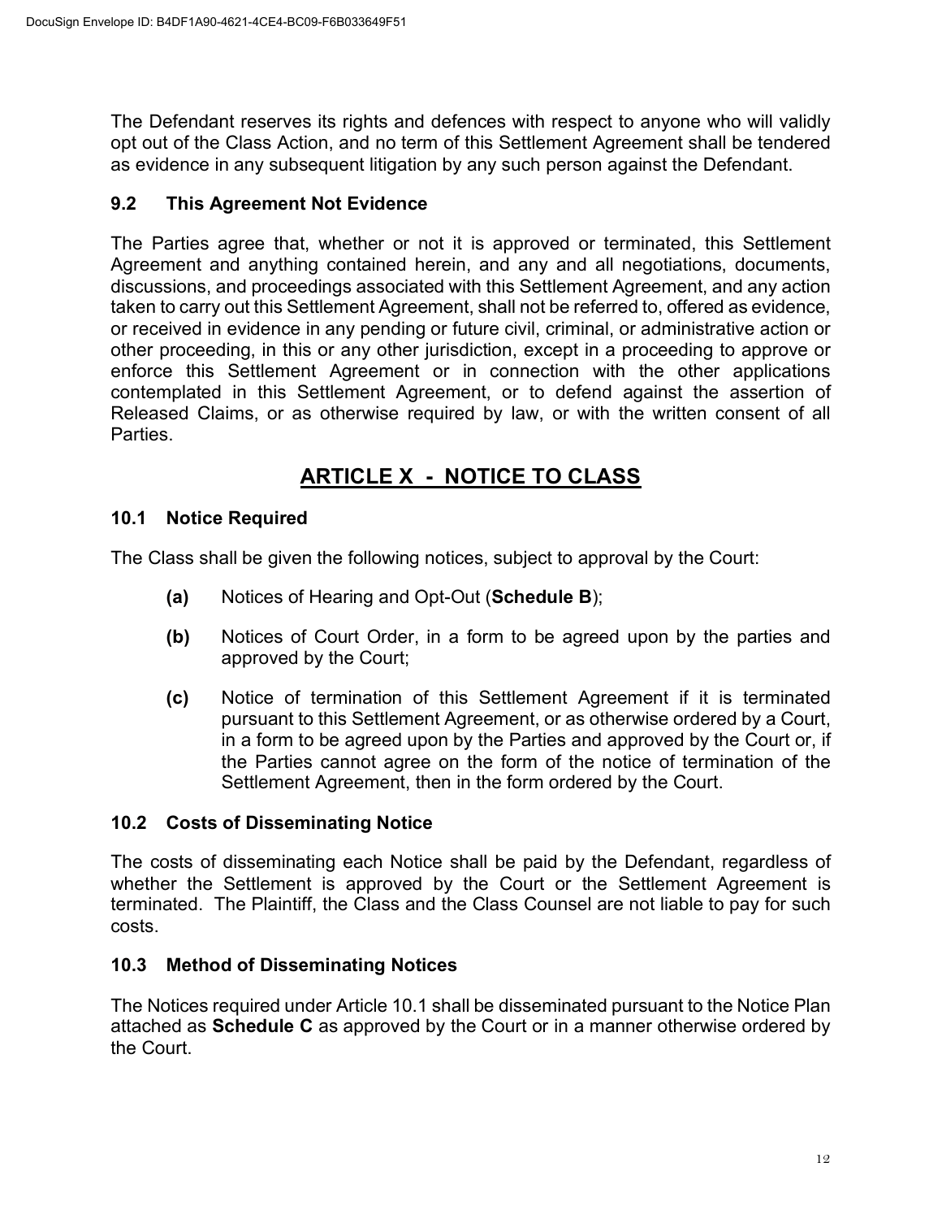The Defendant reserves its rights and defences with respect to anyone who will validly opt out of the Class Action, and no term of this Settlement Agreement shall be tendered as evidence in any subsequent litigation by any such person against the Defendant.

### 9.2 This Agreement Not Evidence

The Parties agree that, whether or not it is approved or terminated, this Settlement Agreement and anything contained herein, and any and all negotiations, documents, discussions, and proceedings associated with this Settlement Agreement, and any action taken to carry out this Settlement Agreement, shall not be referred to, offered as evidence, or received in evidence in any pending or future civil, criminal, or administrative action or other proceeding, in this or any other jurisdiction, except in a proceeding to approve or enforce this Settlement Agreement or in connection with the other applications contemplated in this Settlement Agreement, or to defend against the assertion of Released Claims, or as otherwise required by law, or with the written consent of all Parties.

## ARTICLE X - NOTICE TO CLASS

### 10.1 Notice Required

The Class shall be given the following notices, subject to approval by the Court:

- **(a)** Notices of Hearing and Opt-Out (**Schedule B**);
- **(b)** Notices of Court Order, in a form to be agreed upon by the parties and approved by the Court;
- **(c)** Notice of termination of this Settlement Agreement if it is terminated pursuant to this Settlement Agreement, or as otherwise ordered by a Court, in a form to be agreed upon by the Parties and approved by the Court or, if the Parties cannot agree on the form of the notice of termination of the Settlement Agreement, then in the form ordered by the Court.

### 10.2 Costs of Disseminating Notice

The costs of disseminating each Notice shall be paid by the Defendant, regardless of whether the Settlement is approved by the Court or the Settlement Agreement is terminated. The Plaintiff, the Class and the Class Counsel are not liable to pay for such costs.

### 10.3 Method of Disseminating Notices

The Notices required under Article 10.1 shall be disseminated pursuant to the Notice Plan attached as **Schedule C** as approved by the Court or in a manner otherwise ordered by the Court.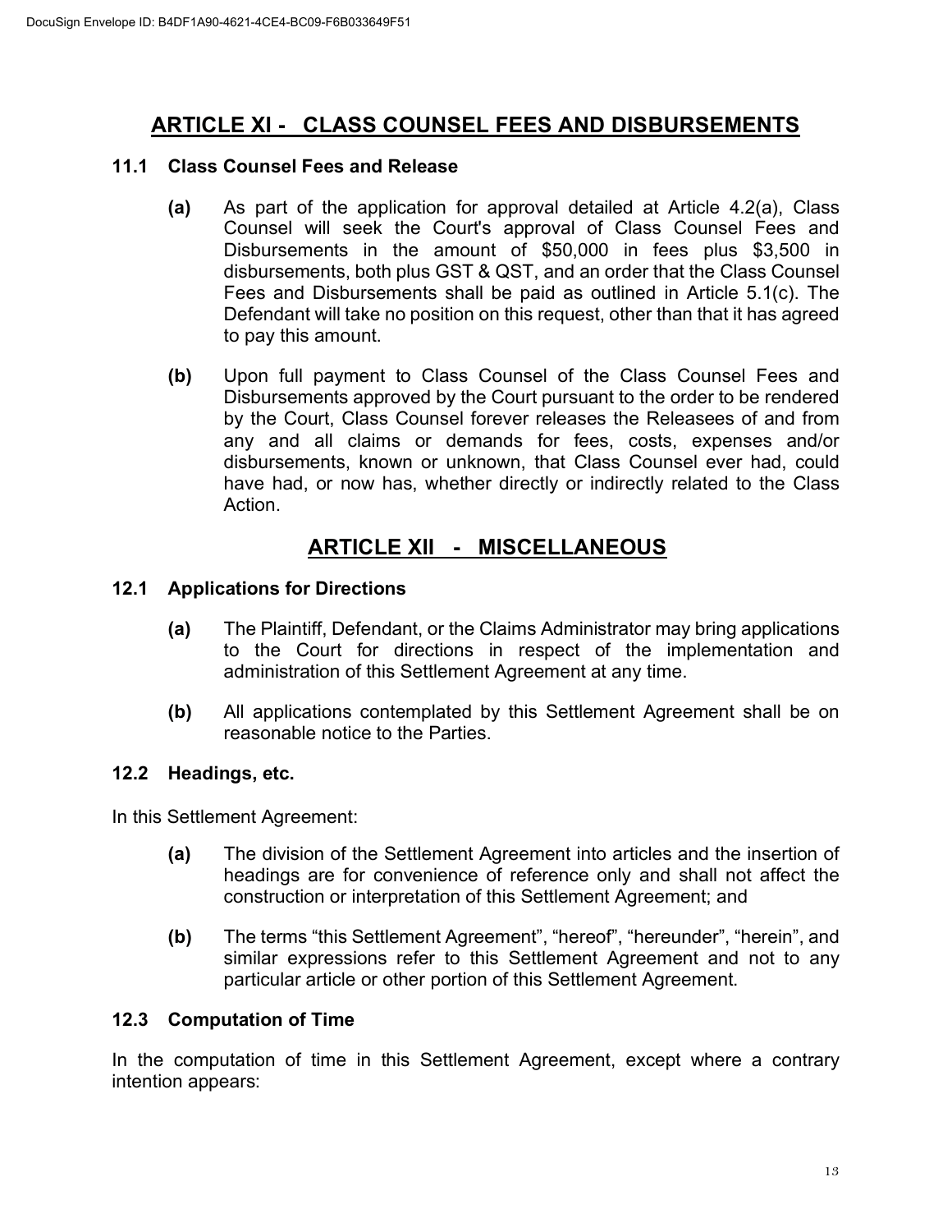## ARTICLE XI - CLASS COUNSEL FEES AND DISBURSEMENTS

### 11.1 Class Counsel Fees and Release

**(a)** As part of the application for approval detailed at Article 4.2(a), Class Counsel will seek the Court's approval of Class Counsel Fees and Disbursements in the amount of $50,000 in fees plus $3,500 in disbursements, both plus GST & QST, and an order that the Class Counsel Fees and Disbursements shall be paid as outlined in Article 5.1(c). The Defendant will take no position on this request, other than that it has agreed to pay this amount.

**(b)** Upon full payment to Class Counsel of the Class Counsel Fees and Disbursements approved by the Court pursuant to the order to be rendered by the Court, Class Counsel forever releases the Releasees of and from any and all claims or demands for fees, costs, expenses and/or disbursements, known or unknown, that Class Counsel ever had, could have had, or now has, whether directly or indirectly related to the Class Action.

## ARTICLE XII - MISCELLANEOUS

### 12.1 Applications for Directions

**(a)** The Plaintiff, Defendant, or the Claims Administrator may bring applications to the Court for directions in respect of the implementation and administration of this Settlement Agreement at any time.

**(b)** All applications contemplated by this Settlement Agreement shall be on reasonable notice to the Parties.

### 12.2 Headings, etc.

In this Settlement Agreement:

**(a)** The division of the Settlement Agreement into articles and the insertion of headings are for convenience of reference only and shall not affect the construction or interpretation of this Settlement Agreement; and

**(b)** The terms "this Settlement Agreement", "hereof", "hereunder", "herein", and similar expressions refer to this Settlement Agreement and not to any particular article or other portion of this Settlement Agreement.

### 12.3 Computation of Time

In the computation of time in this Settlement Agreement, except where a contrary intention appears: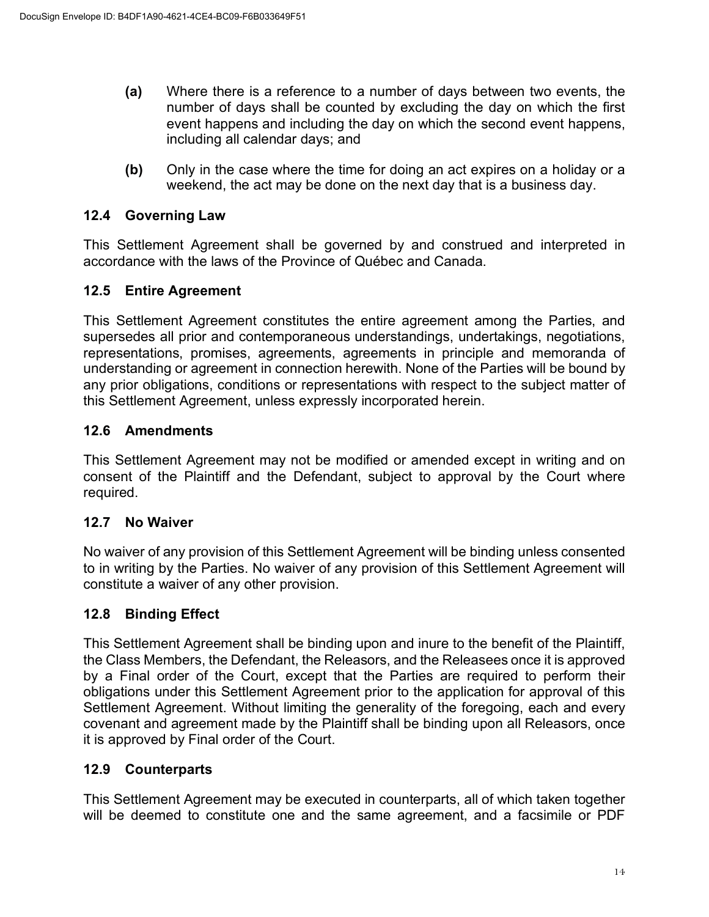**(a)** Where there is a reference to a number of days between two events, the number of days shall be counted by excluding the day on which the first event happens and including the day on which the second event happens, including all calendar days; and

**(b)** Only in the case where the time for doing an act expires on a holiday or a weekend, the act may be done on the next day that is a business day.

### 12.4 Governing Law

This Settlement Agreement shall be governed by and construed and interpreted in accordance with the laws of the Province of Québec and Canada.

### 12.5 Entire Agreement

This Settlement Agreement constitutes the entire agreement among the Parties, and supersedes all prior and contemporaneous understandings, undertakings, negotiations, representations, promises, agreements, agreements in principle and memoranda of understanding or agreement in connection herewith. None of the Parties will be bound by any prior obligations, conditions or representations with respect to the subject matter of this Settlement Agreement, unless expressly incorporated herein.

### 12.6 Amendments

This Settlement Agreement may not be modified or amended except in writing and on consent of the Plaintiff and the Defendant, subject to approval by the Court where required.

### 12.7 No Waiver

No waiver of any provision of this Settlement Agreement will be binding unless consented to in writing by the Parties. No waiver of any provision of this Settlement Agreement will constitute a waiver of any other provision.

### 12.8 Binding Effect

This Settlement Agreement shall be binding upon and inure to the benefit of the Plaintiff, the Class Members, the Defendant, the Releasors, and the Releasees once it is approved by a Final order of the Court, except that the Parties are required to perform their obligations under this Settlement Agreement prior to the application for approval of this Settlement Agreement. Without limiting the generality of the foregoing, each and every covenant and agreement made by the Plaintiff shall be binding upon all Releasors, once it is approved by Final order of the Court.

### 12.9 Counterparts

This Settlement Agreement may be executed in counterparts, all of which taken together will be deemed to constitute one and the same agreement, and a facsimile or PDF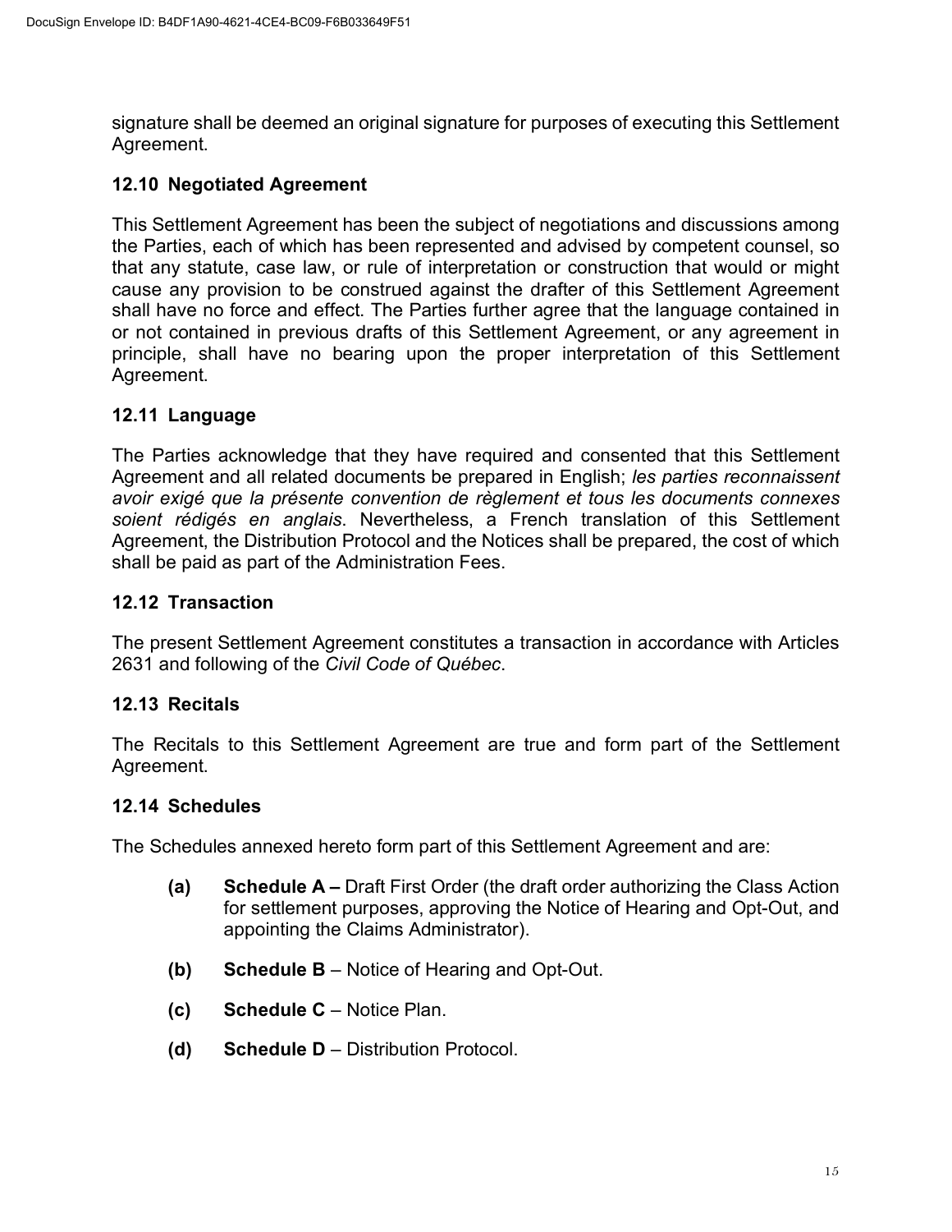signature shall be deemed an original signature for purposes of executing this Settlement Agreement.

### 12.10 Negotiated Agreement

This Settlement Agreement has been the subject of negotiations and discussions among the Parties, each of which has been represented and advised by competent counsel, so that any statute, case law, or rule of interpretation or construction that would or might cause any provision to be construed against the drafter of this Settlement Agreement shall have no force and effect. The Parties further agree that the language contained in or not contained in previous drafts of this Settlement Agreement, or any agreement in principle, shall have no bearing upon the proper interpretation of this Settlement Agreement.

### 12.11 Language

The Parties acknowledge that they have required and consented that this Settlement Agreement and all related documents be prepared in English; *les parties reconnaissent avoir exigé que la présente convention de règlement et tous les documents connexes soient rédigés en anglais*. Nevertheless, a French translation of this Settlement Agreement, the Distribution Protocol and the Notices shall be prepared, the cost of which shall be paid as part of the Administration Fees.

### 12.12 Transaction

The present Settlement Agreement constitutes a transaction in accordance with Articles 2631 and following of the *Civil Code of Québec*.

### 12.13 Recitals

The Recitals to this Settlement Agreement are true and form part of the Settlement Agreement.

### 12.14 Schedules

The Schedules annexed hereto form part of this Settlement Agreement and are:

- **(a)** **Schedule A –** Draft First Order (the draft order authorizing the Class Action for settlement purposes, approving the Notice of Hearing and Opt-Out, and appointing the Claims Administrator).
- **(b)** **Schedule B** – Notice of Hearing and Opt-Out.
- **(c)** **Schedule C** – Notice Plan.
- **(d)** **Schedule D** – Distribution Protocol.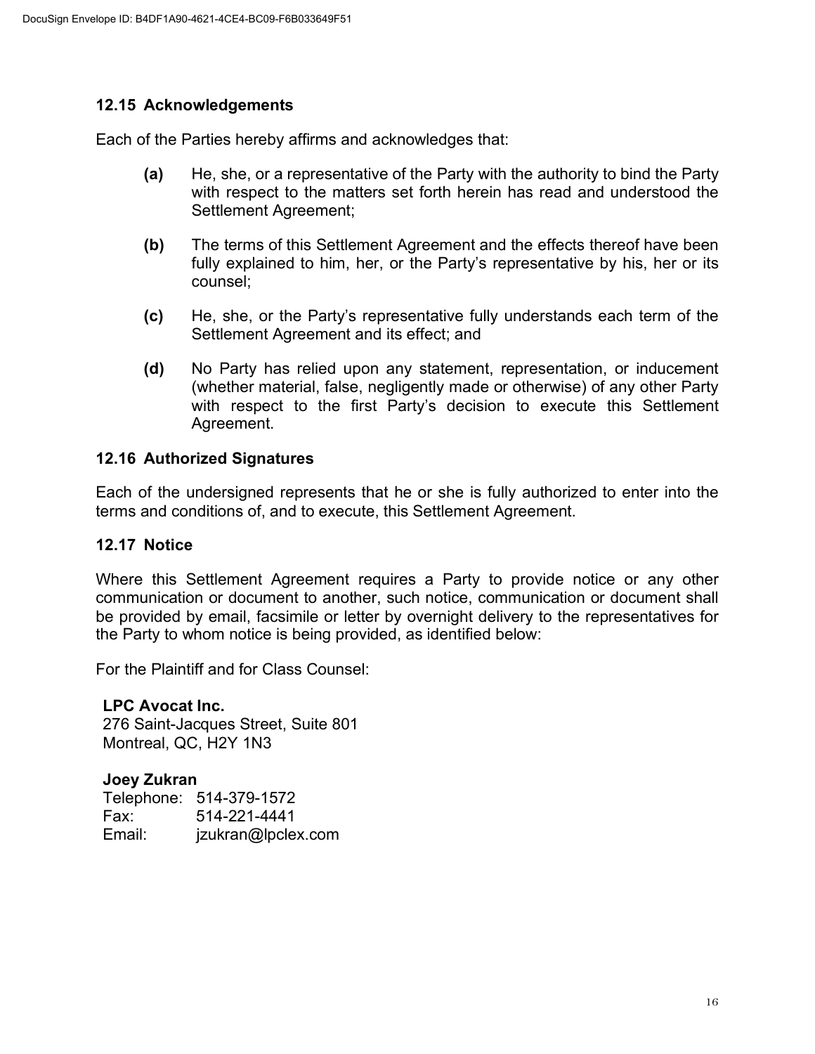### 12.15 Acknowledgements

Each of the Parties hereby affirms and acknowledges that:

**(a)** He, she, or a representative of the Party with the authority to bind the Party with respect to the matters set forth herein has read and understood the Settlement Agreement;

**(b)** The terms of this Settlement Agreement and the effects thereof have been fully explained to him, her, or the Party's representative by his, her or its counsel;

**(c)** He, she, or the Party's representative fully understands each term of the Settlement Agreement and its effect; and

**(d)** No Party has relied upon any statement, representation, or inducement (whether material, false, negligently made or otherwise) of any other Party with respect to the first Party's decision to execute this Settlement Agreement.

### 12.16 Authorized Signatures

Each of the undersigned represents that he or she is fully authorized to enter into the terms and conditions of, and to execute, this Settlement Agreement.

### 12.17 Notice

Where this Settlement Agreement requires a Party to provide notice or any other communication or document to another, such notice, communication or document shall be provided by email, facsimile or letter by overnight delivery to the representatives for the Party to whom notice is being provided, as identified below:

For the Plaintiff and for Class Counsel:

**LPC Avocat Inc.**
276 Saint-Jacques Street, Suite 801
Montreal, QC, H2Y 1N3

**Joey Zukran**
Telephone: 514-379-1572
Fax: 514-221-4441
Email: jzukran@lpclex.com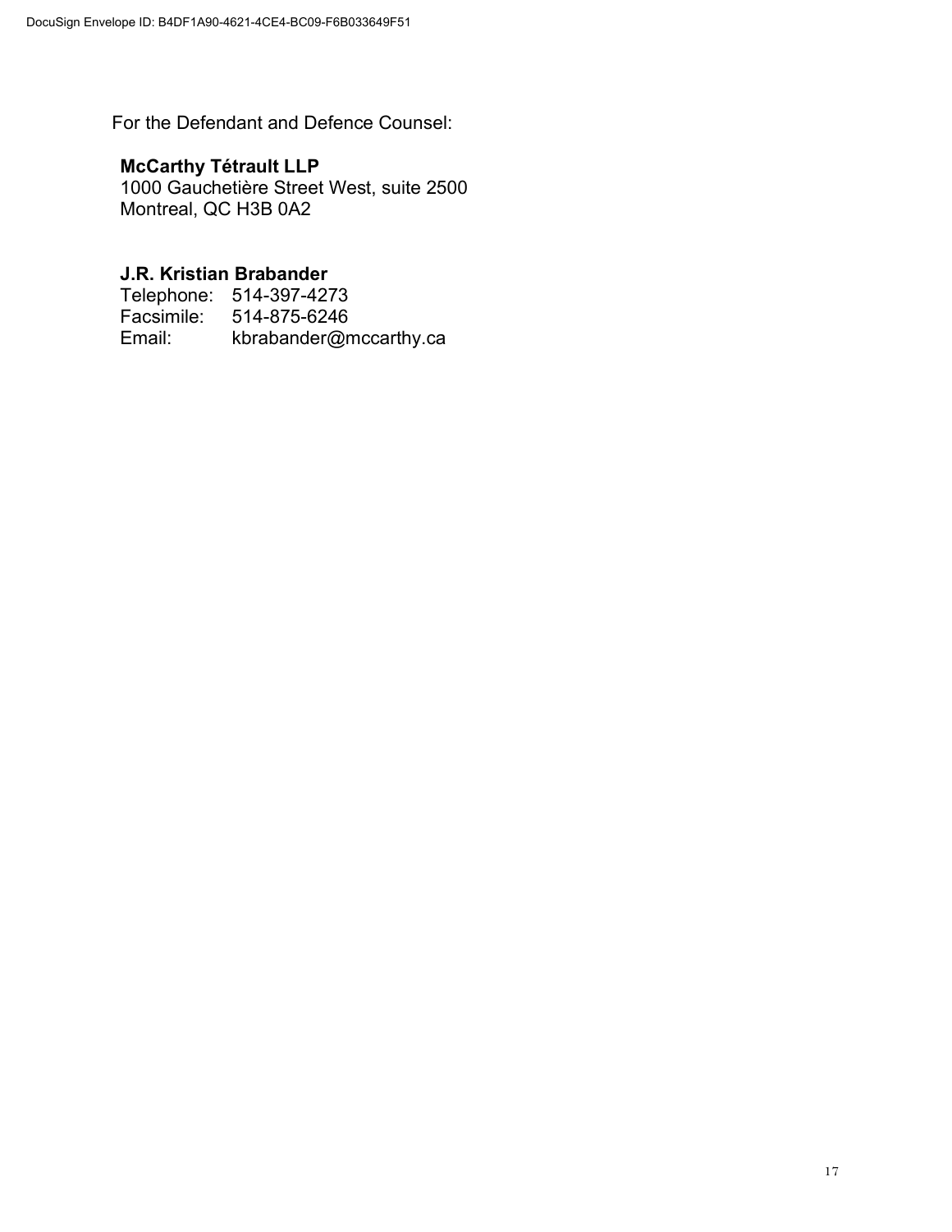For the Defendant and Defence Counsel:

**McCarthy Tétrault LLP**
1000 Gauchetière Street West, suite 2500
Montreal, QC H3B 0A2

**J.R. Kristian Brabander**
Telephone: 514-397-4273
Facsimile: 514-875-6246
Email: kbrabander@mccarthy.ca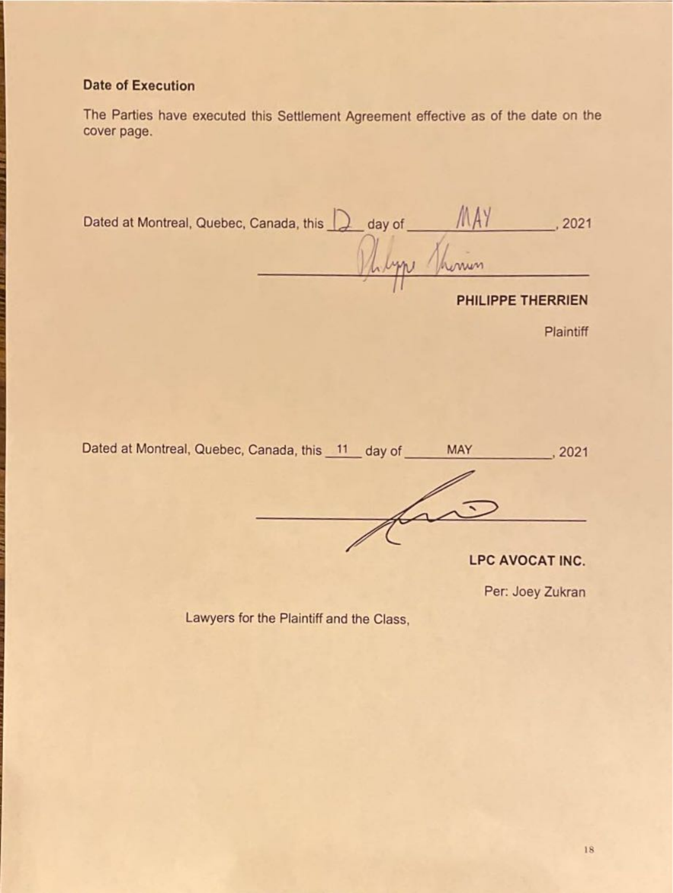**Date of Execution**

The Parties have executed this Settlement Agreement effective as of the date on the cover page.

Dated at Montreal, Quebec, Canada, this 12 day of MAY, 2021

_______________________________
**PHILIPPE THERRIEN**

Plaintiff

Dated at Montreal, Quebec, Canada, this 11 day of MAY, 2021

_______________________________
**LPC AVOCAT INC.**

Per: Joey Zukran

Lawyers for the Plaintiff and the Class,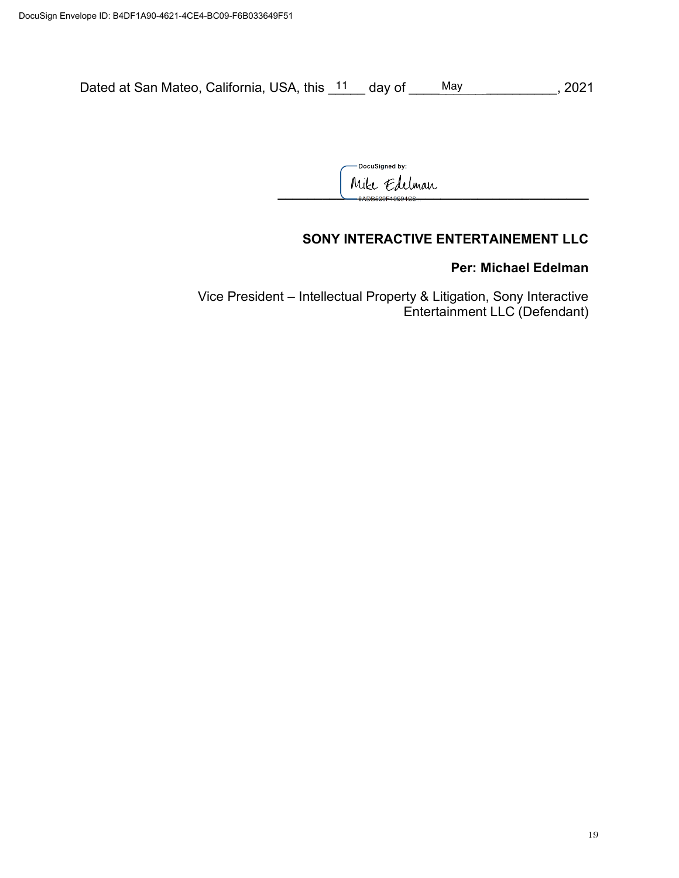DocuSign Envelope ID: B4DF1A90-4621-4CE4-BC09-F6B033649F51

Dated at San Mateo, California, USA, this 11 day of May, 2021

DocuSigned by:
Mike Edelman

**SONY INTERACTIVE ENTERTAINEMENT LLC**

**Per: Michael Edelman**

Vice President – Intellectual Property & Litigation, Sony Interactive Entertainment LLC (Defendant)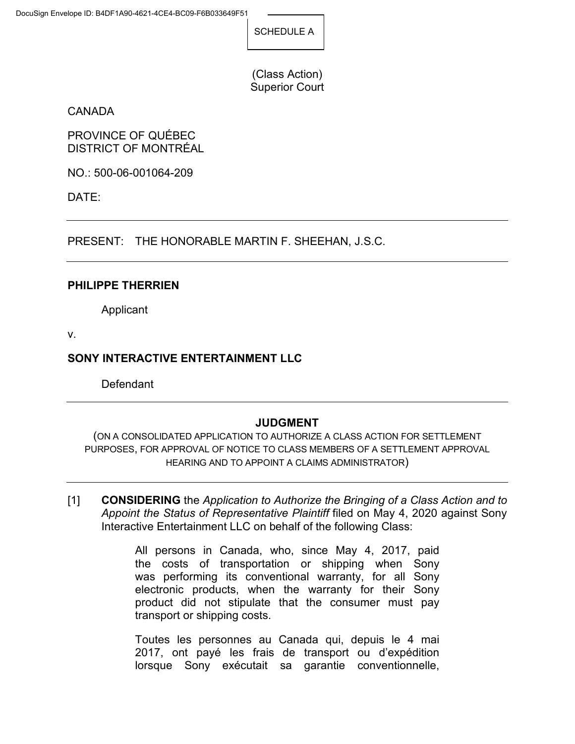SCHEDULE A

(Class Action)
Superior Court

CANADA

PROVINCE OF QUÉBEC
DISTRICT OF MONTRÉAL

NO.: 500-06-001064-209

DATE:

---

PRESENT: THE HONORABLE MARTIN F. SHEEHAN, J.S.C.

---

**PHILIPPE THERRIEN**

Applicant

v.

**SONY INTERACTIVE ENTERTAINMENT LLC**

Defendant

---

**JUDGMENT**

(ON A CONSOLIDATED APPLICATION TO AUTHORIZE A CLASS ACTION FOR SETTLEMENT PURPOSES, FOR APPROVAL OF NOTICE TO CLASS MEMBERS OF A SETTLEMENT APPROVAL HEARING AND TO APPOINT A CLAIMS ADMINISTRATOR)

---

[1] **CONSIDERING** the *Application to Authorize the Bringing of a Class Action and to Appoint the Status of Representative Plaintiff* filed on May 4, 2020 against Sony Interactive Entertainment LLC on behalf of the following Class:

> All persons in Canada, who, since May 4, 2017, paid the costs of transportation or shipping when Sony was performing its conventional warranty, for all Sony electronic products, when the warranty for their Sony product did not stipulate that the consumer must pay transport or shipping costs.
>
> Toutes les personnes au Canada qui, depuis le 4 mai 2017, ont payé les frais de transport ou d'expédition lorsque Sony exécutait sa garantie conventionnelle,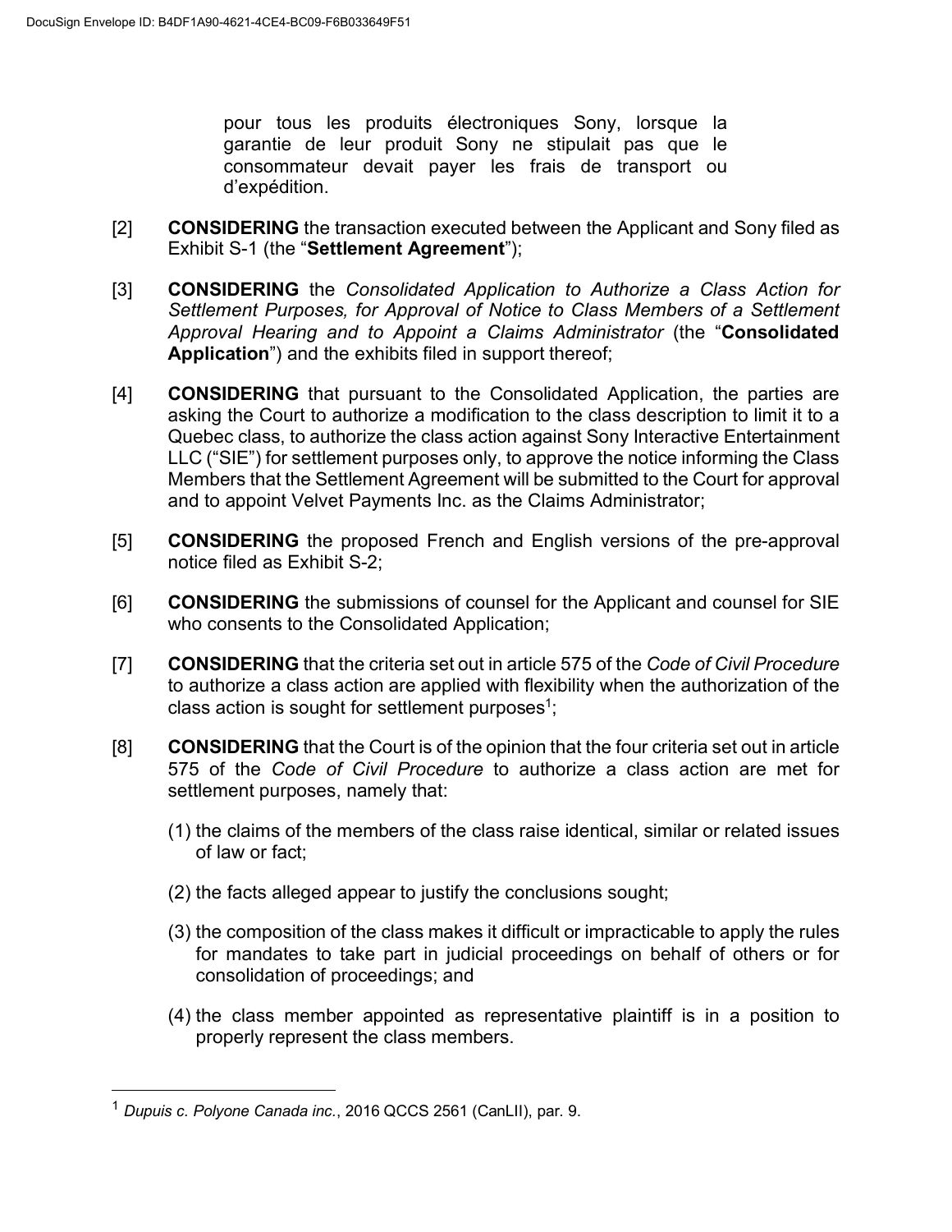pour tous les produits électroniques Sony, lorsque la garantie de leur produit Sony ne stipulait pas que le consommateur devait payer les frais de transport ou d'expédition.

[2] **CONSIDERING** the transaction executed between the Applicant and Sony filed as Exhibit S-1 (the "**Settlement Agreement**");

[3] **CONSIDERING** the *Consolidated Application to Authorize a Class Action for Settlement Purposes, for Approval of Notice to Class Members of a Settlement Approval Hearing and to Appoint a Claims Administrator* (the "**Consolidated Application**") and the exhibits filed in support thereof;

[4] **CONSIDERING** that pursuant to the Consolidated Application, the parties are asking the Court to authorize a modification to the class description to limit it to a Quebec class, to authorize the class action against Sony Interactive Entertainment LLC ("SIE") for settlement purposes only, to approve the notice informing the Class Members that the Settlement Agreement will be submitted to the Court for approval and to appoint Velvet Payments Inc. as the Claims Administrator;

[5] **CONSIDERING** the proposed French and English versions of the pre-approval notice filed as Exhibit S-2;

[6] **CONSIDERING** the submissions of counsel for the Applicant and counsel for SIE who consents to the Consolidated Application;

[7] **CONSIDERING** that the criteria set out in article 575 of the *Code of Civil Procedure* to authorize a class action are applied with flexibility when the authorization of the class action is sought for settlement purposes[1];

[8] **CONSIDERING** that the Court is of the opinion that the four criteria set out in article 575 of the *Code of Civil Procedure* to authorize a class action are met for settlement purposes, namely that:

(1) the claims of the members of the class raise identical, similar or related issues of law or fact;

(2) the facts alleged appear to justify the conclusions sought;

(3) the composition of the class makes it difficult or impracticable to apply the rules for mandates to take part in judicial proceedings on behalf of others or for consolidation of proceedings; and

(4) the class member appointed as representative plaintiff is in a position to properly represent the class members.

---

[1] *Dupuis c. Polyone Canada inc.*, 2016 QCCS 2561 (CanLII), par. 9.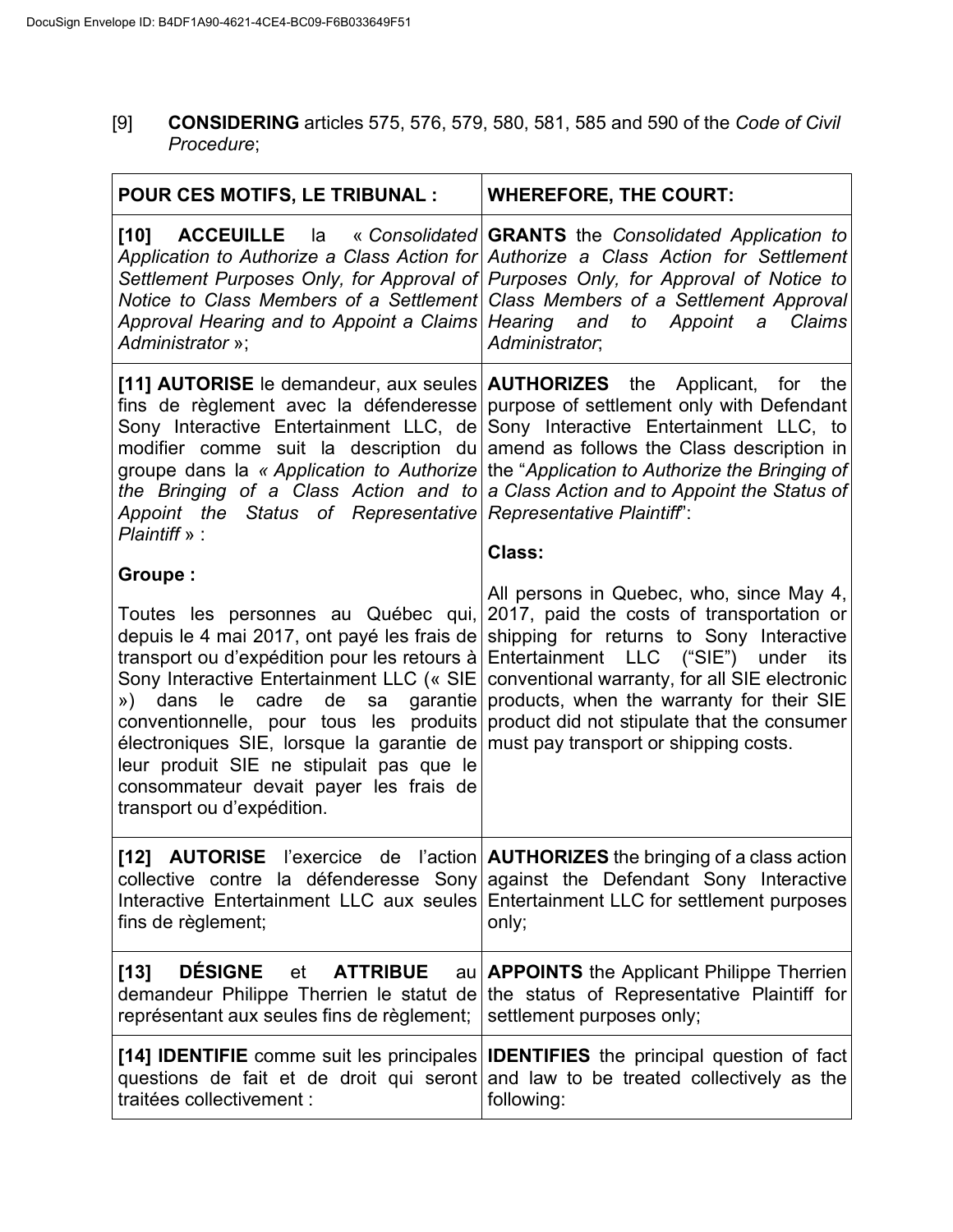[9] **CONSIDERING** articles 575, 576, 579, 580, 581, 585 and 590 of the *Code of Civil Procedure*;

| POUR CES MOTIFS, LE TRIBUNAL : | WHEREFORE, THE COURT: |
|---|---|
| **[10] ACCEUILLE** la « *Consolidated Application to Authorize a Class Action for Settlement Purposes Only, for Approval of Notice to Class Members of a Settlement Approval Hearing and to Appoint a Claims Administrator* »; | **GRANTS** the *Consolidated Application to Authorize a Class Action for Settlement Purposes Only, for Approval of Notice to Class Members of a Settlement Approval Hearing and to Appoint a Claims Administrator*; |
| **[11] AUTORISE** le demandeur, aux seules fins de règlement avec la défenderesse Sony Interactive Entertainment LLC, de modifier comme suit la description du groupe dans la *« Application to Authorize the Bringing of a Class Action and to Appoint the Status of Representative Plaintiff* » :<br><br>**Groupe :**<br><br>Toutes les personnes au Québec qui, depuis le 4 mai 2017, ont payé les frais de transport ou d'expédition pour les retours à Sony Interactive Entertainment LLC (« SIE ») dans le cadre de sa garantie conventionnelle, pour tous les produits électroniques SIE, lorsque la garantie de leur produit SIE ne stipulait pas que le consommateur devait payer les frais de transport ou d'expédition. | **AUTHORIZES** the Applicant, for the purpose of settlement only with Defendant Sony Interactive Entertainment LLC, to amend as follows the Class description in the "*Application to Authorize the Bringing of a Class Action and to Appoint the Status of Representative Plaintiff*":<br><br>**Class:**<br><br>All persons in Quebec, who, since May 4, 2017, paid the costs of transportation or shipping for returns to Sony Interactive Entertainment LLC ("SIE") under its conventional warranty, for all SIE electronic products, when the warranty for their SIE product did not stipulate that the consumer must pay transport or shipping costs. |
| **[12] AUTORISE** l'exercice de l'action collective contre la défenderesse Sony Interactive Entertainment LLC aux seules fins de règlement; | **AUTHORIZES** the bringing of a class action against the Defendant Sony Interactive Entertainment LLC for settlement purposes only; |
| **[13] DÉSIGNE** et **ATTRIBUE** au demandeur Philippe Therrien le statut de représentant aux seules fins de règlement; | **APPOINTS** the Applicant Philippe Therrien the status of Representative Plaintiff for settlement purposes only; |
| **[14] IDENTIFIE** comme suit les principales questions de fait et de droit qui seront traitées collectivement : | **IDENTIFIES** the principal question of fact and law to be treated collectively as the following: |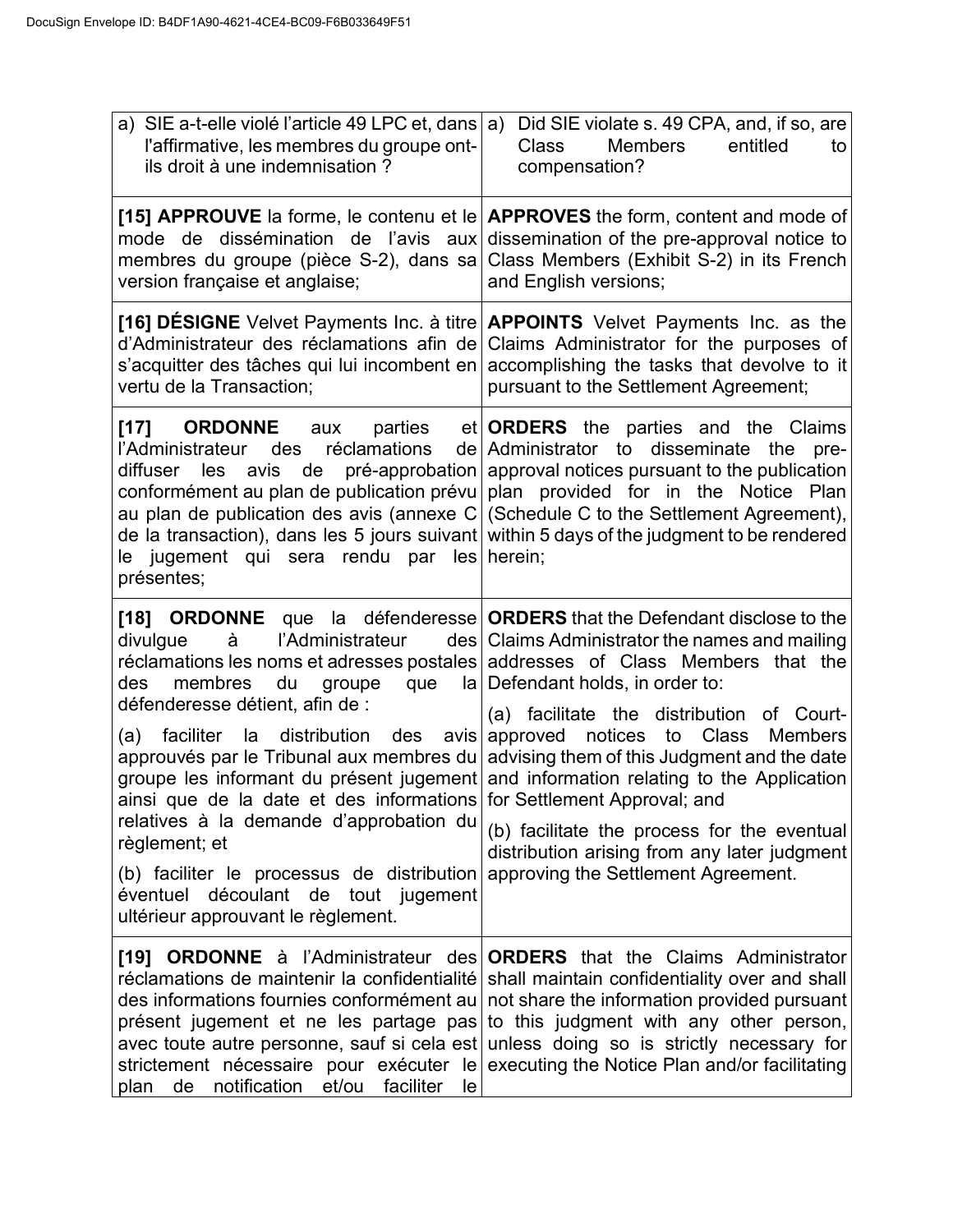| | |
|---|---|
| a) SIE a-t-elle violé l'article 49 LPC et, dans l'affirmative, les membres du groupe ont-ils droit à une indemnisation ? | a) Did SIE violate s. 49 CPA, and, if so, are Class Members entitled to compensation? |
| **[15] APPROUVE** la forme, le contenu et le mode de dissémination de l'avis aux membres du groupe (pièce S-2), dans sa version française et anglaise; | **APPROVES** the form, content and mode of dissemination of the pre-approval notice to Class Members (Exhibit S-2) in its French and English versions; |
| **[16] DÉSIGNE** Velvet Payments Inc. à titre d'Administrateur des réclamations afin de s'acquitter des tâches qui lui incombent en vertu de la Transaction; | **APPOINTS** Velvet Payments Inc. as the Claims Administrator for the purposes of accomplishing the tasks that devolve to it pursuant to the Settlement Agreement; |
| **[17] ORDONNE** aux parties et l'Administrateur des réclamations de diffuser les avis de pré-approbation conformément au plan de publication prévu au plan de publication des avis (annexe C de la transaction), dans les 5 jours suivant le jugement qui sera rendu par les présentes; | **ORDERS** the parties and the Claims Administrator to disseminate the pre-approval notices pursuant to the publication plan provided for in the Notice Plan (Schedule C to the Settlement Agreement), within 5 days of the judgment to be rendered herein; |
| **[18] ORDONNE** que la défenderesse divulgue à l'Administrateur des réclamations les noms et adresses postales des membres du groupe que la défenderesse détient, afin de :<br><br>(a) faciliter la distribution des avis approuvés par le Tribunal aux membres du groupe les informant du présent jugement ainsi que de la date et des informations relatives à la demande d'approbation du règlement; et<br><br>(b) faciliter le processus de distribution éventuel découlant de tout jugement ultérieur approuvant le règlement. | **ORDERS** that the Defendant disclose to the Claims Administrator the names and mailing addresses of Class Members that the Defendant holds, in order to:<br><br>(a) facilitate the distribution of Court-approved notices to Class Members advising them of this Judgment and the date and information relating to the Application for Settlement Approval; and<br><br>(b) facilitate the process for the eventual distribution arising from any later judgment approving the Settlement Agreement. |
| **[19] ORDONNE** à l'Administrateur des réclamations de maintenir la confidentialité des informations fournies conformément au présent jugement et ne les partage pas avec toute autre personne, sauf si cela est strictement nécessaire pour exécuter le plan de notification et/ou faciliter le | **ORDERS** that the Claims Administrator shall maintain confidentiality over and shall not share the information provided pursuant to this judgment with any other person, unless doing so is strictly necessary for executing the Notice Plan and/or facilitating |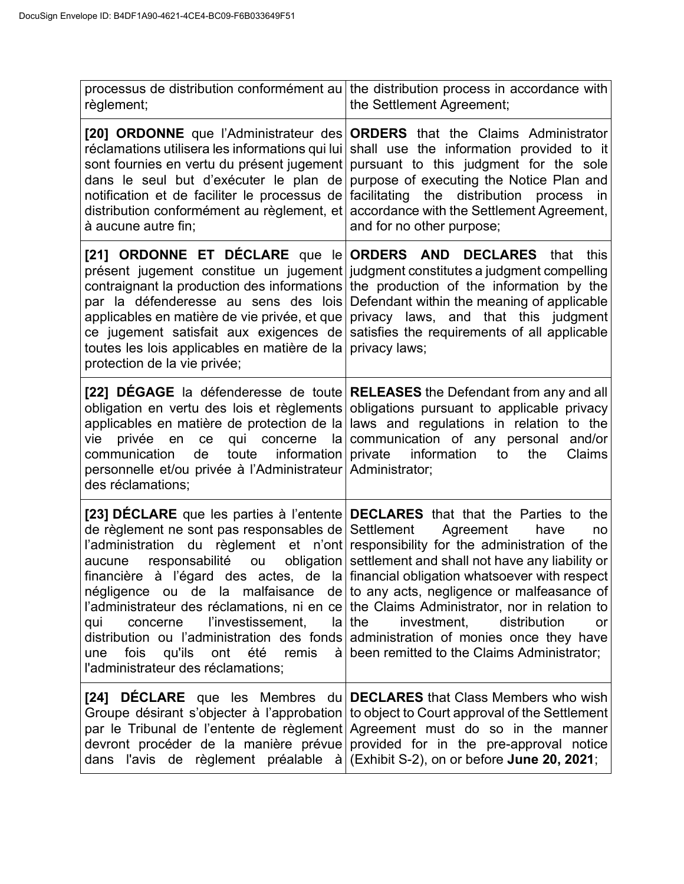| | |
|---|---|
| processus de distribution conformément au règlement; | the distribution process in accordance with the Settlement Agreement; |
| **[20] ORDONNE** que l'Administrateur des réclamations utilisera les informations qui lui sont fournies en vertu du présent jugement dans le seul but d'exécuter le plan de notification et de faciliter le processus de distribution conformément au règlement, et à aucune autre fin; | **ORDERS** that the Claims Administrator shall use the information provided to it pursuant to this judgment for the sole purpose of executing the Notice Plan and facilitating the distribution process in accordance with the Settlement Agreement, and for no other purpose; |
| **[21] ORDONNE ET DÉCLARE** que le présent jugement constitue un jugement contraignant la production des informations par la défenderesse au sens des lois applicables en matière de vie privée, et que ce jugement satisfait aux exigences de toutes les lois applicables en matière de la protection de la vie privée; | **ORDERS AND DECLARES** that this judgment constitutes a judgment compelling the production of the information by the Defendant within the meaning of applicable privacy laws, and that this judgment satisfies the requirements of all applicable privacy laws; |
| **[22] DÉGAGE** la défenderesse de toute obligation en vertu des lois et règlements applicables en matière de protection de la vie privée en ce qui concerne la communication de toute information personnelle et/ou privée à l'Administrateur des réclamations; | **RELEASES** the Defendant from any and all obligations pursuant to applicable privacy laws and regulations in relation to the communication of any personal and/or private information to the Claims Administrator; |
| **[23] DÉCLARE** que les parties à l'entente de règlement ne sont pas responsables de l'administration du règlement et n'ont aucune responsabilité ou obligation financière à l'égard des actes, de la négligence ou de la malfaisance de l'administrateur des réclamations, ni en ce qui concerne l'investissement, la distribution ou l'administration des fonds une fois qu'ils ont été remis à l'administrateur des réclamations; | **DECLARES** that that the Parties to the Settlement Agreement have no responsibility for the administration of the settlement and shall not have any liability or financial obligation whatsoever with respect to any acts, negligence or malfeasance of the Claims Administrator, nor in relation to the investment, distribution or administration of monies once they have been remitted to the Claims Administrator; |
| **[24] DÉCLARE** que les Membres du Groupe désirant s'objecter à l'approbation par le Tribunal de l'entente de règlement devront procéder de la manière prévue dans l'avis de règlement préalable à | **DECLARES** that Class Members who wish to object to Court approval of the Settlement Agreement must do so in the manner provided for in the pre-approval notice (Exhibit S-2), on or before **June 20, 2021**; |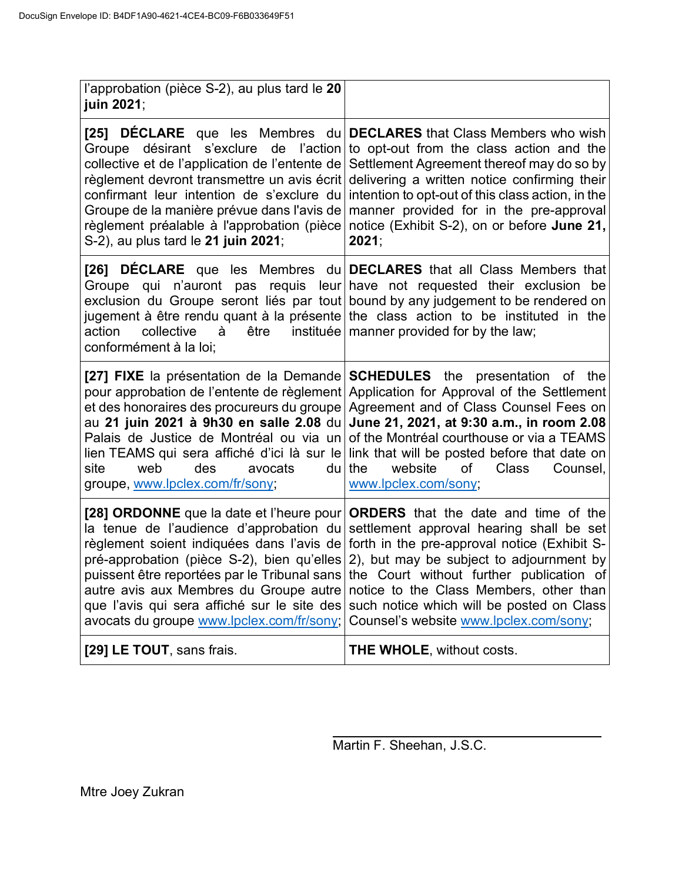| | |
|---|---|
| l'approbation (pièce S-2), au plus tard le **20 juin 2021**; | |
| **[25] DÉCLARE** que les Membres du Groupe désirant s'exclure de l'action collective et de l'application de l'entente de règlement devront transmettre un avis écrit confirmant leur intention de s'exclure du Groupe de la manière prévue dans l'avis de règlement préalable à l'approbation (pièce S-2), au plus tard le **21 juin 2021**; | **DECLARES** that Class Members who wish to opt-out from the class action and the Settlement Agreement thereof may do so by delivering a written notice confirming their intention to opt-out of this class action, in the manner provided for in the pre-approval notice (Exhibit S-2), on or before **June 21, 2021**; |
| **[26] DÉCLARE** que les Membres du Groupe qui n'auront pas requis leur exclusion du Groupe seront liés par tout jugement à être rendu quant à la présente action collective à être instituée conformément à la loi; | **DECLARES** that all Class Members that have not requested their exclusion be bound by any judgement to be rendered on the class action to be instituted in the manner provided for by the law; |
| **[27] FIXE** la présentation de la Demande pour approbation de l'entente de règlement et des honoraires des procureurs du groupe au **21 juin 2021 à 9h30 en salle 2.08** du Palais de Justice de Montréal ou via un lien TEAMS qui sera affiché d'ici là sur le site web des avocats du groupe, www.lpclex.com/fr/sony; | **SCHEDULES** the presentation of the Application for Approval of the Settlement Agreement and of Class Counsel Fees on **June 21, 2021, at 9:30 a.m., in room 2.08** of the Montréal courthouse or via a TEAMS link that will be posted before that date on the website of Class Counsel, www.lpclex.com/sony; |
| **[28] ORDONNE** que la date et l'heure pour la tenue de l'audience d'approbation du règlement soient indiquées dans l'avis de pré-approbation (pièce S-2), bien qu'elles puissent être reportées par le Tribunal sans autre avis aux Membres du Groupe autre que l'avis qui sera affiché sur le site des avocats du groupe www.lpclex.com/fr/sony; | **ORDERS** that the date and time of the settlement approval hearing shall be set forth in the pre-approval notice (Exhibit S-2), but may be subject to adjournment by the Court without further publication of notice to the Class Members, other than such notice which will be posted on Class Counsel's website www.lpclex.com/sony; |
| **[29] LE TOUT**, sans frais. | **THE WHOLE**, without costs. |

Martin F. Sheehan, J.S.C.

Mtre Joey Zukran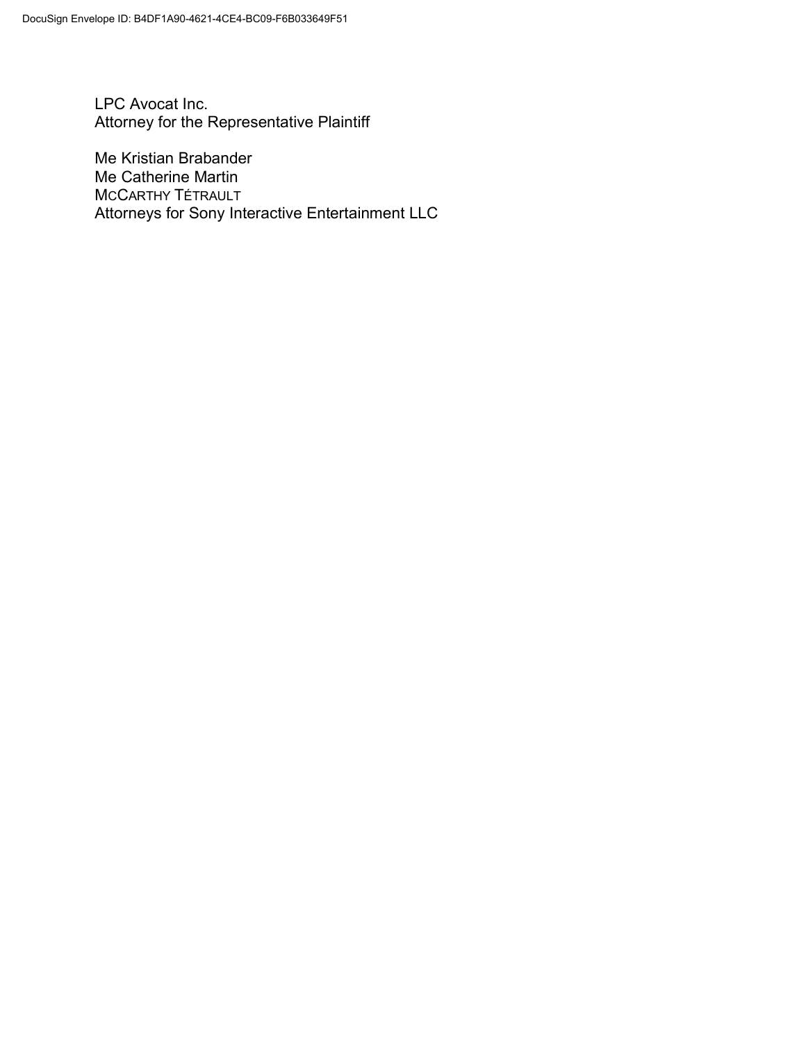LPC Avocat Inc.
Attorney for the Representative Plaintiff

Me Kristian Brabander
Me Catherine Martin
MCCARTHY TÉTRAULT
Attorneys for Sony Interactive Entertainment LLC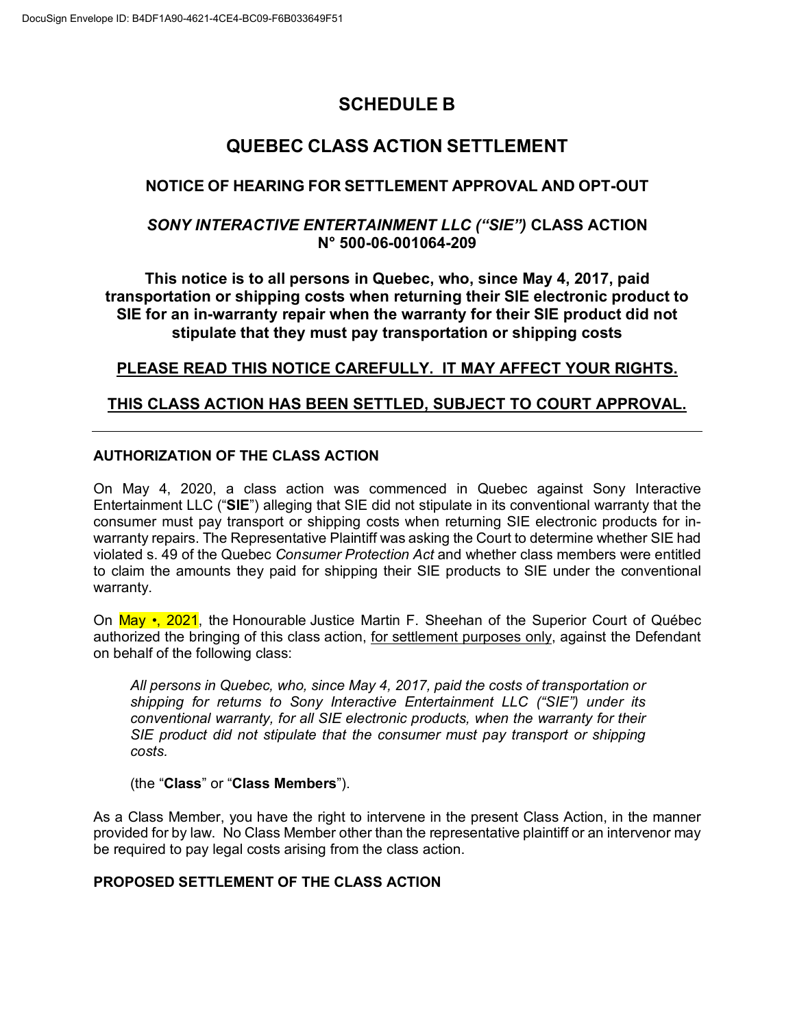# SCHEDULE B

## QUEBEC CLASS ACTION SETTLEMENT

### NOTICE OF HEARING FOR SETTLEMENT APPROVAL AND OPT-OUT

### *SONY INTERACTIVE ENTERTAINMENT LLC (“SIE”)* CLASS ACTION N° 500-06-001064-209

**This notice is to all persons in Quebec, who, since May 4, 2017, paid transportation or shipping costs when returning their SIE electronic product to SIE for an in-warranty repair when the warranty for their SIE product did not stipulate that they must pay transportation or shipping costs**

**PLEASE READ THIS NOTICE CAREFULLY. IT MAY AFFECT YOUR RIGHTS.**

**THIS CLASS ACTION HAS BEEN SETTLED, SUBJECT TO COURT APPROVAL.**

---

**AUTHORIZATION OF THE CLASS ACTION**

On May 4, 2020, a class action was commenced in Quebec against Sony Interactive Entertainment LLC (“**SIE**”) alleging that SIE did not stipulate in its conventional warranty that the consumer must pay transport or shipping costs when returning SIE electronic products for in-warranty repairs. The Representative Plaintiff was asking the Court to determine whether SIE had violated s. 49 of the Quebec *Consumer Protection Act* and whether class members were entitled to claim the amounts they paid for shipping their SIE products to SIE under the conventional warranty.

On May •, 2021, the Honourable Justice Martin F. Sheehan of the Superior Court of Québec authorized the bringing of this class action, for settlement purposes only, against the Defendant on behalf of the following class:

> *All persons in Quebec, who, since May 4, 2017, paid the costs of transportation or shipping for returns to Sony Interactive Entertainment LLC (“SIE”) under its conventional warranty, for all SIE electronic products, when the warranty for their SIE product did not stipulate that the consumer must pay transport or shipping costs.*
>
> (the “**Class**” or “**Class Members**”).

As a Class Member, you have the right to intervene in the present Class Action, in the manner provided for by law. No Class Member other than the representative plaintiff or an intervenor may be required to pay legal costs arising from the class action.

**PROPOSED SETTLEMENT OF THE CLASS ACTION**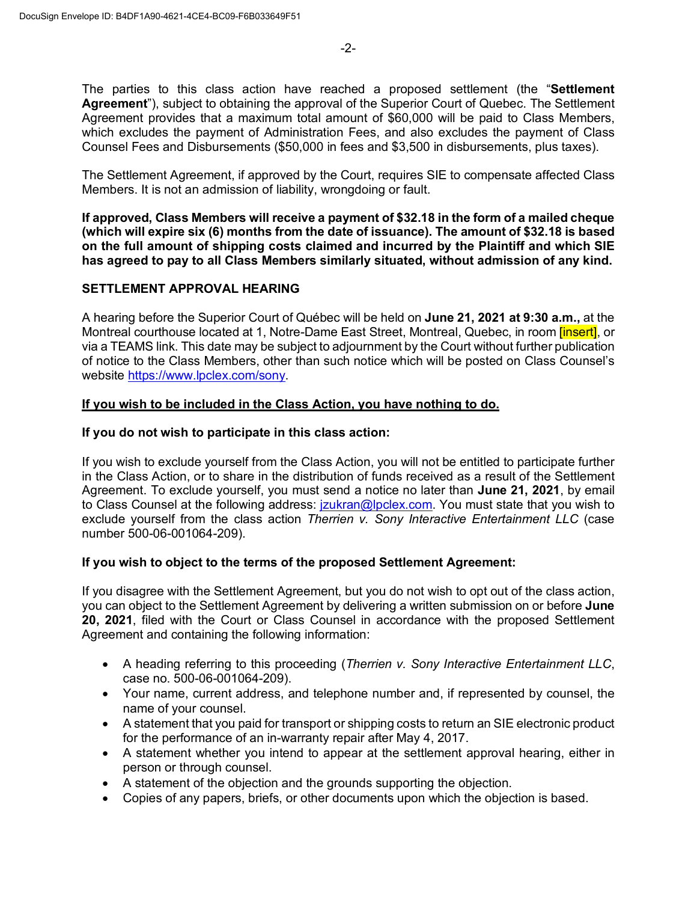The parties to this class action have reached a proposed settlement (the "**Settlement Agreement**"), subject to obtaining the approval of the Superior Court of Quebec. The Settlement Agreement provides that a maximum total amount of $60,000 will be paid to Class Members, which excludes the payment of Administration Fees, and also excludes the payment of Class Counsel Fees and Disbursements ($50,000 in fees and $3,500 in disbursements, plus taxes).

The Settlement Agreement, if approved by the Court, requires SIE to compensate affected Class Members. It is not an admission of liability, wrongdoing or fault.

**If approved, Class Members will receive a payment of $32.18 in the form of a mailed cheque (which will expire six (6) months from the date of issuance). The amount of $32.18 is based on the full amount of shipping costs claimed and incurred by the Plaintiff and which SIE has agreed to pay to all Class Members similarly situated, without admission of any kind.**

**SETTLEMENT APPROVAL HEARING**

A hearing before the Superior Court of Québec will be held on **June 21, 2021 at 9:30 a.m.,** at the Montreal courthouse located at 1, Notre-Dame East Street, Montreal, Quebec, in room [insert], or via a TEAMS link. This date may be subject to adjournment by the Court without further publication of notice to the Class Members, other than such notice which will be posted on Class Counsel's website https://www.lpclex.com/sony.

**<u>If you wish to be included in the Class Action, you have nothing to do.</u>**

**If you do not wish to participate in this class action:**

If you wish to exclude yourself from the Class Action, you will not be entitled to participate further in the Class Action, or to share in the distribution of funds received as a result of the Settlement Agreement. To exclude yourself, you must send a notice no later than **June 21, 2021**, by email to Class Counsel at the following address: jzukran@lpclex.com. You must state that you wish to exclude yourself from the class action *Therrien v. Sony Interactive Entertainment LLC* (case number 500-06-001064-209).

**If you wish to object to the terms of the proposed Settlement Agreement:**

If you disagree with the Settlement Agreement, but you do not wish to opt out of the class action, you can object to the Settlement Agreement by delivering a written submission on or before **June 20, 2021**, filed with the Court or Class Counsel in accordance with the proposed Settlement Agreement and containing the following information:

- A heading referring to this proceeding (*Therrien v. Sony Interactive Entertainment LLC*, case no. 500-06-001064-209).
- Your name, current address, and telephone number and, if represented by counsel, the name of your counsel.
- A statement that you paid for transport or shipping costs to return an SIE electronic product for the performance of an in-warranty repair after May 4, 2017.
- A statement whether you intend to appear at the settlement approval hearing, either in person or through counsel.
- A statement of the objection and the grounds supporting the objection.
- Copies of any papers, briefs, or other documents upon which the objection is based.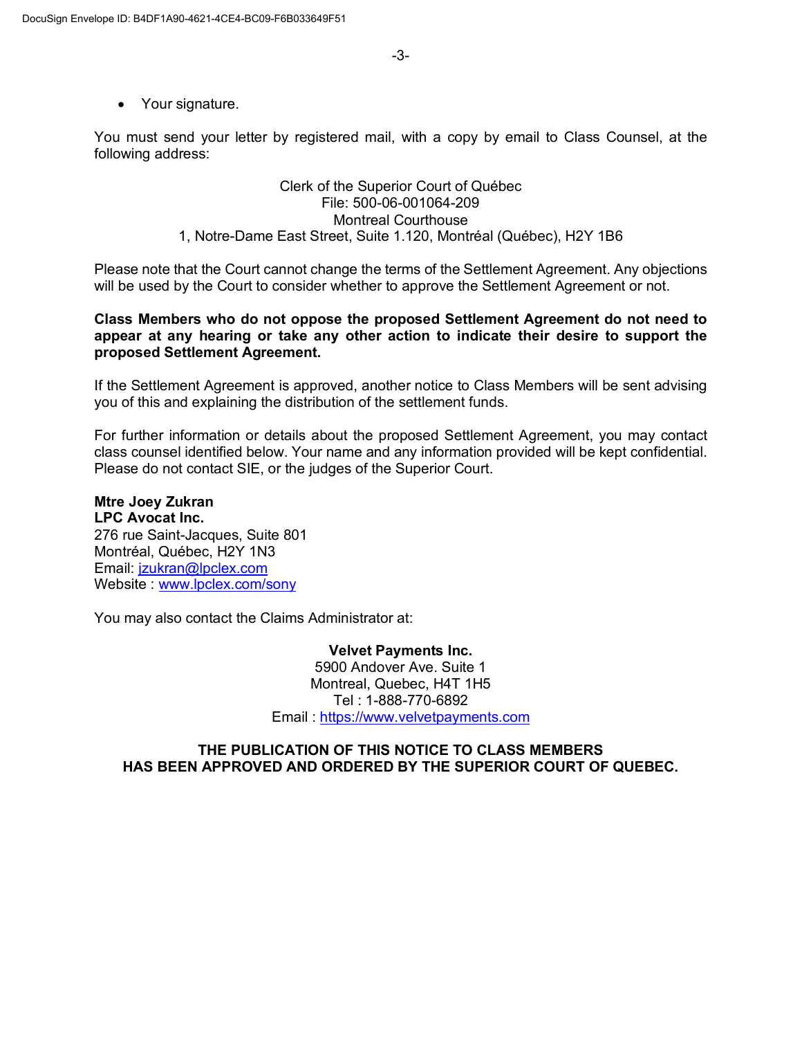- Your signature.

You must send your letter by registered mail, with a copy by email to Class Counsel, at the following address:

Clerk of the Superior Court of Québec
File: 500-06-001064-209
Montreal Courthouse
1, Notre-Dame East Street, Suite 1.120, Montréal (Québec), H2Y 1B6

Please note that the Court cannot change the terms of the Settlement Agreement. Any objections will be used by the Court to consider whether to approve the Settlement Agreement or not.

**Class Members who do not oppose the proposed Settlement Agreement do not need to appear at any hearing or take any other action to indicate their desire to support the proposed Settlement Agreement.**

If the Settlement Agreement is approved, another notice to Class Members will be sent advising you of this and explaining the distribution of the settlement funds.

For further information or details about the proposed Settlement Agreement, you may contact class counsel identified below. Your name and any information provided will be kept confidential. Please do not contact SIE, or the judges of the Superior Court.

**Mtre Joey Zukran**
**LPC Avocat Inc.**
276 rue Saint-Jacques, Suite 801
Montréal, Québec, H2Y 1N3
Email: jzukran@lpclex.com
Website : www.lpclex.com/sony

You may also contact the Claims Administrator at:

**Velvet Payments Inc.**
5900 Andover Ave. Suite 1
Montreal, Quebec, H4T 1H5
Tel : 1-888-770-6892
Email : https://www.velvetpayments.com

**THE PUBLICATION OF THIS NOTICE TO CLASS MEMBERS HAS BEEN APPROVED AND ORDERED BY THE SUPERIOR COURT OF QUEBEC.**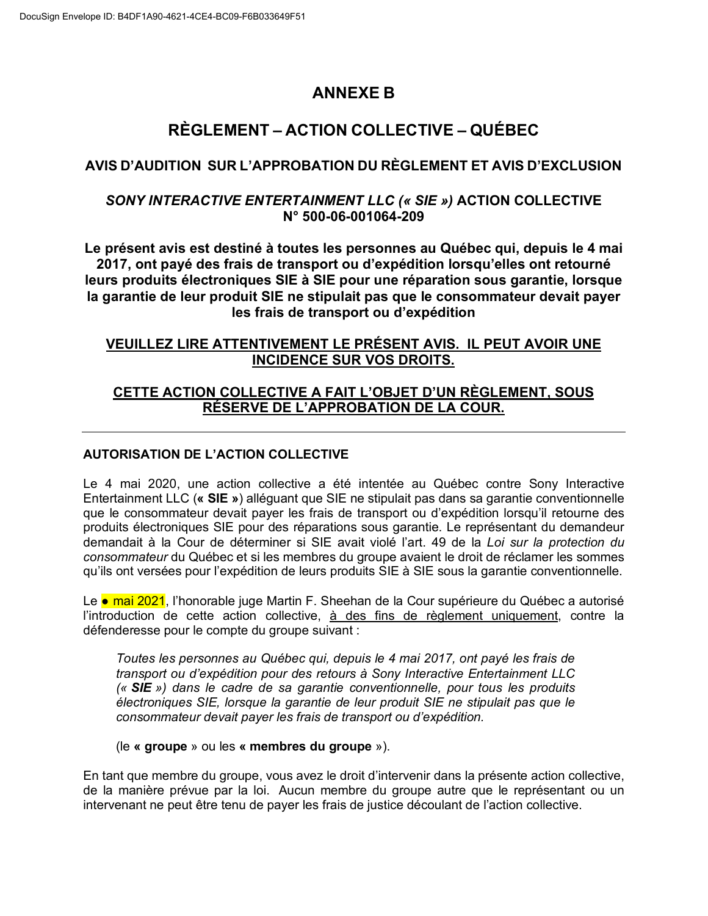# ANNEXE B

# RÈGLEMENT – ACTION COLLECTIVE – QUÉBEC

## AVIS D'AUDITION SUR L'APPROBATION DU RÈGLEMENT ET AVIS D'EXCLUSION

## *SONY INTERACTIVE ENTERTAINMENT LLC (« SIE »)* ACTION COLLECTIVE N° 500-06-001064-209

**Le présent avis est destiné à toutes les personnes au Québec qui, depuis le 4 mai 2017, ont payé des frais de transport ou d'expédition lorsqu'elles ont retourné leurs produits électroniques SIE à SIE pour une réparation sous garantie, lorsque la garantie de leur produit SIE ne stipulait pas que le consommateur devait payer les frais de transport ou d'expédition**

**VEUILLEZ LIRE ATTENTIVEMENT LE PRÉSENT AVIS. IL PEUT AVOIR UNE INCIDENCE SUR VOS DROITS.**

**CETTE ACTION COLLECTIVE A FAIT L'OBJET D'UN RÈGLEMENT, SOUS RÉSERVE DE L'APPROBATION DE LA COUR.**

---

### AUTORISATION DE L'ACTION COLLECTIVE

Le 4 mai 2020, une action collective a été intentée au Québec contre Sony Interactive Entertainment LLC (**« SIE »**) alléguant que SIE ne stipulait pas dans sa garantie conventionnelle que le consommateur devait payer les frais de transport ou d'expédition lorsqu'il retourne des produits électroniques SIE pour des réparations sous garantie. Le représentant du demandeur demandait à la Cour de déterminer si SIE avait violé l'art. 49 de la *Loi sur la protection du consommateur* du Québec et si les membres du groupe avaient le droit de réclamer les sommes qu'ils ont versées pour l'expédition de leurs produits SIE à SIE sous la garantie conventionnelle.

Le ● mai 2021, l'honorable juge Martin F. Sheehan de la Cour supérieure du Québec a autorisé l'introduction de cette action collective, à des fins de règlement uniquement, contre la défenderesse pour le compte du groupe suivant :

> *Toutes les personnes au Québec qui, depuis le 4 mai 2017, ont payé les frais de transport ou d'expédition pour des retours à Sony Interactive Entertainment LLC (« **SIE** ») dans le cadre de sa garantie conventionnelle, pour tous les produits électroniques SIE, lorsque la garantie de leur produit SIE ne stipulait pas que le consommateur devait payer les frais de transport ou d'expédition.*
>
> (le **« groupe »** ou les **« membres du groupe »**).

En tant que membre du groupe, vous avez le droit d'intervenir dans la présente action collective, de la manière prévue par la loi. Aucun membre du groupe autre que le représentant ou un intervenant ne peut être tenu de payer les frais de justice découlant de l'action collective.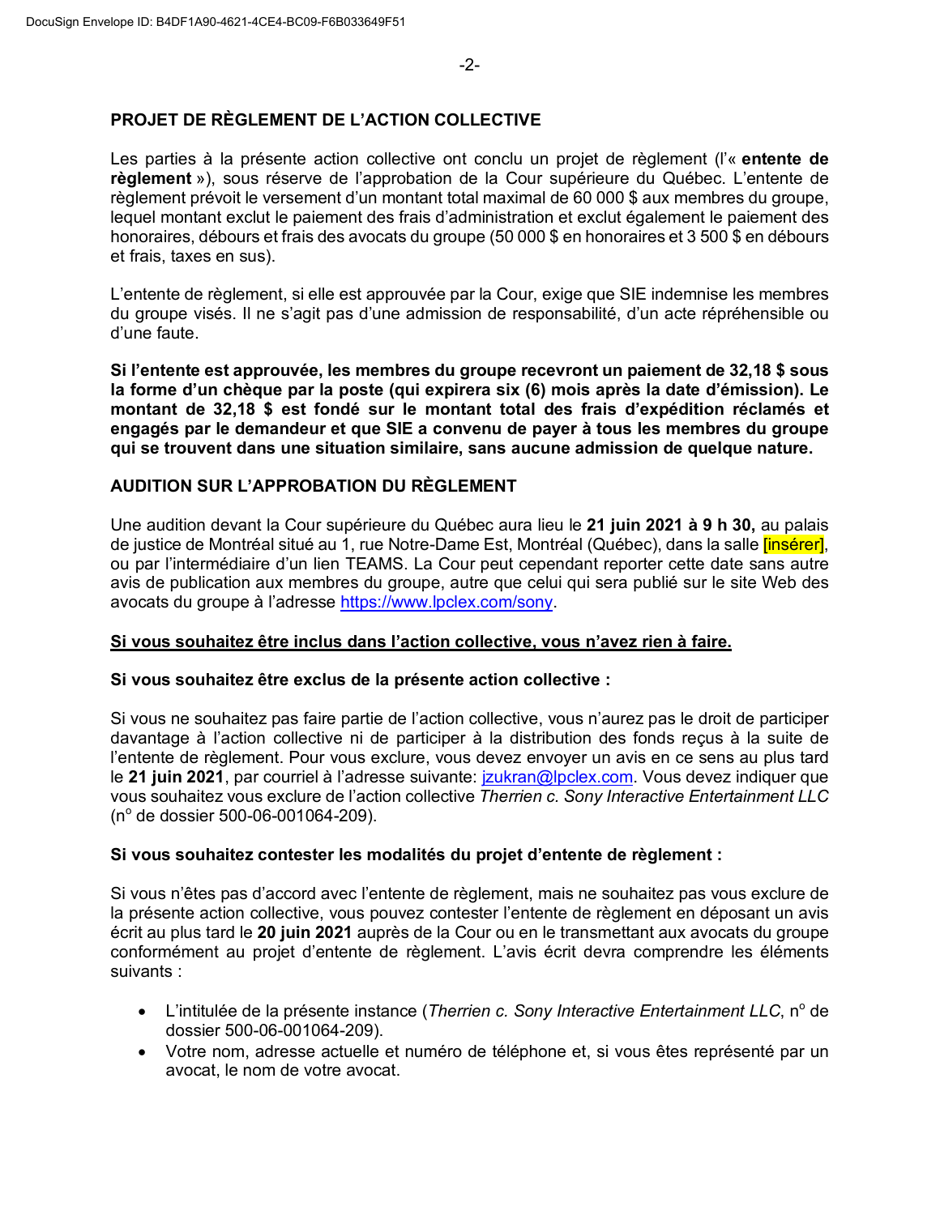## PROJET DE RÈGLEMENT DE L'ACTION COLLECTIVE

Les parties à la présente action collective ont conclu un projet de règlement (l'« **entente de règlement** »), sous réserve de l'approbation de la Cour supérieure du Québec. L'entente de règlement prévoit le versement d'un montant total maximal de 60 000 $ aux membres du groupe, lequel montant exclut le paiement des frais d'administration et exclut également le paiement des honoraires, débours et frais des avocats du groupe (50 000 $ en honoraires et 3 500 $ en débours et frais, taxes en sus).

L'entente de règlement, si elle est approuvée par la Cour, exige que SIE indemnise les membres du groupe visés. Il ne s'agit pas d'une admission de responsabilité, d'un acte répréhensible ou d'une faute.

**Si l'entente est approuvée, les membres du groupe recevront un paiement de 32,18 $ sous la forme d'un chèque par la poste (qui expirera six (6) mois après la date d'émission). Le montant de 32,18 $ est fondé sur le montant total des frais d'expédition réclamés et engagés par le demandeur et que SIE a convenu de payer à tous les membres du groupe qui se trouvent dans une situation similaire, sans aucune admission de quelque nature.**

## AUDITION SUR L'APPROBATION DU RÈGLEMENT

Une audition devant la Cour supérieure du Québec aura lieu le **21 juin 2021 à 9 h 30,** au palais de justice de Montréal situé au 1, rue Notre-Dame Est, Montréal (Québec), dans la salle [insérer], ou par l'intermédiaire d'un lien TEAMS. La Cour peut cependant reporter cette date sans autre avis de publication aux membres du groupe, autre que celui qui sera publié sur le site Web des avocats du groupe à l'adresse https://www.lpclex.com/sony.

**Si vous souhaitez être inclus dans l'action collective, vous n'avez rien à faire.**

**Si vous souhaitez être exclus de la présente action collective :**

Si vous ne souhaitez pas faire partie de l'action collective, vous n'aurez pas le droit de participer davantage à l'action collective ni de participer à la distribution des fonds reçus à la suite de l'entente de règlement. Pour vous exclure, vous devez envoyer un avis en ce sens au plus tard le **21 juin 2021**, par courriel à l'adresse suivante: jzukran@lpclex.com. Vous devez indiquer que vous souhaitez vous exclure de l'action collective *Therrien c. Sony Interactive Entertainment LLC* (n° de dossier 500-06-001064-209).

**Si vous souhaitez contester les modalités du projet d'entente de règlement :**

Si vous n'êtes pas d'accord avec l'entente de règlement, mais ne souhaitez pas vous exclure de la présente action collective, vous pouvez contester l'entente de règlement en déposant un avis écrit au plus tard le **20 juin 2021** auprès de la Cour ou en le transmettant aux avocats du groupe conformément au projet d'entente de règlement. L'avis écrit devra comprendre les éléments suivants :

- L'intitulée de la présente instance (*Therrien c. Sony Interactive Entertainment LLC*, n° de dossier 500-06-001064-209).
- Votre nom, adresse actuelle et numéro de téléphone et, si vous êtes représenté par un avocat, le nom de votre avocat.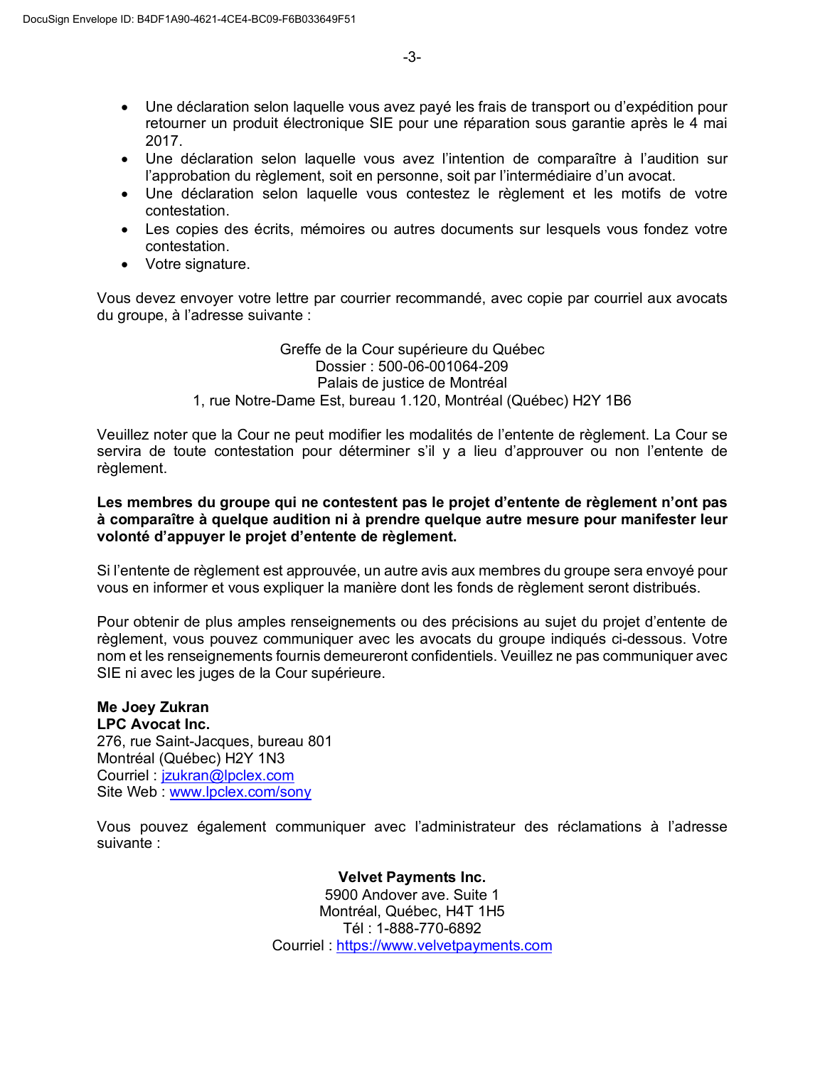- Une déclaration selon laquelle vous avez payé les frais de transport ou d'expédition pour retourner un produit électronique SIE pour une réparation sous garantie après le 4 mai 2017.
- Une déclaration selon laquelle vous avez l'intention de comparaître à l'audition sur l'approbation du règlement, soit en personne, soit par l'intermédiaire d'un avocat.
- Une déclaration selon laquelle vous contestez le règlement et les motifs de votre contestation.
- Les copies des écrits, mémoires ou autres documents sur lesquels vous fondez votre contestation.
- Votre signature.

Vous devez envoyer votre lettre par courrier recommandé, avec copie par courriel aux avocats du groupe, à l'adresse suivante :

Greffe de la Cour supérieure du Québec
Dossier : 500-06-001064-209
Palais de justice de Montréal
1, rue Notre-Dame Est, bureau 1.120, Montréal (Québec) H2Y 1B6

Veuillez noter que la Cour ne peut modifier les modalités de l'entente de règlement. La Cour se servira de toute contestation pour déterminer s'il y a lieu d'approuver ou non l'entente de règlement.

**Les membres du groupe qui ne contestent pas le projet d'entente de règlement n'ont pas à comparaître à quelque audition ni à prendre quelque autre mesure pour manifester leur volonté d'appuyer le projet d'entente de règlement.**

Si l'entente de règlement est approuvée, un autre avis aux membres du groupe sera envoyé pour vous en informer et vous expliquer la manière dont les fonds de règlement seront distribués.

Pour obtenir de plus amples renseignements ou des précisions au sujet du projet d'entente de règlement, vous pouvez communiquer avec les avocats du groupe indiqués ci-dessous. Votre nom et les renseignements fournis demeureront confidentiels. Veuillez ne pas communiquer avec SIE ni avec les juges de la Cour supérieure.

**Me Joey Zukran**
**LPC Avocat Inc.**
276, rue Saint-Jacques, bureau 801
Montréal (Québec) H2Y 1N3
Courriel : jzukran@lpclex.com
Site Web : www.lpclex.com/sony

Vous pouvez également communiquer avec l'administrateur des réclamations à l'adresse suivante :

**Velvet Payments Inc.**
5900 Andover ave. Suite 1
Montréal, Québec, H4T 1H5
Tél : 1-888-770-6892
Courriel : https://www.velvetpayments.com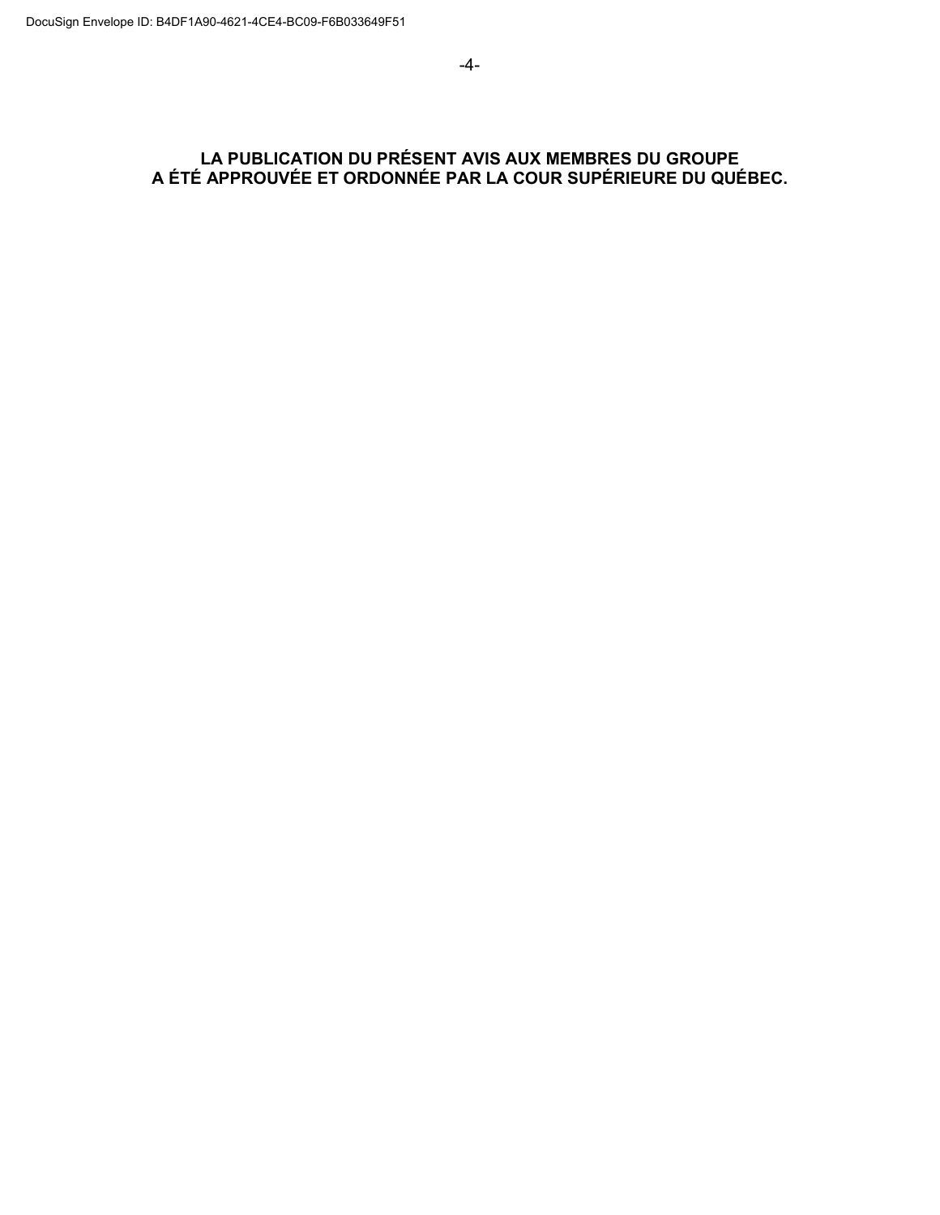**LA PUBLICATION DU PRÉSENT AVIS AUX MEMBRES DU GROUPE A ÉTÉ APPROUVÉE ET ORDONNÉE PAR LA COUR SUPÉRIEURE DU QUÉBEC.**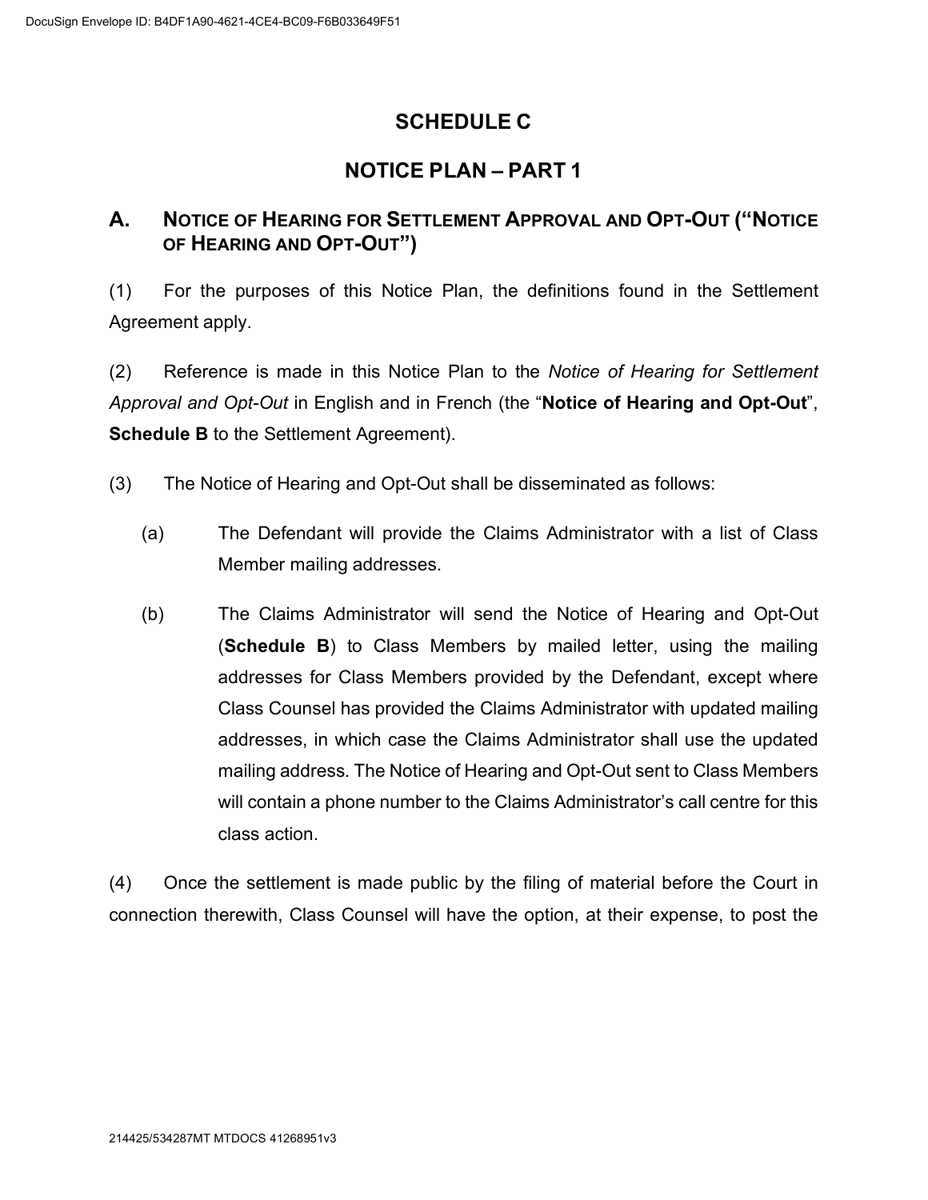# SCHEDULE C

# NOTICE PLAN – PART 1

## A. NOTICE OF HEARING FOR SETTLEMENT APPROVAL AND OPT-OUT ("NOTICE OF HEARING AND OPT-OUT")

(1) For the purposes of this Notice Plan, the definitions found in the Settlement Agreement apply.

(2) Reference is made in this Notice Plan to the *Notice of Hearing for Settlement Approval and Opt-Out* in English and in French (the "**Notice of Hearing and Opt-Out**", **Schedule B** to the Settlement Agreement).

(3) The Notice of Hearing and Opt-Out shall be disseminated as follows:

(a) The Defendant will provide the Claims Administrator with a list of Class Member mailing addresses.

(b) The Claims Administrator will send the Notice of Hearing and Opt-Out (**Schedule B**) to Class Members by mailed letter, using the mailing addresses for Class Members provided by the Defendant, except where Class Counsel has provided the Claims Administrator with updated mailing addresses, in which case the Claims Administrator shall use the updated mailing address. The Notice of Hearing and Opt-Out sent to Class Members will contain a phone number to the Claims Administrator's call centre for this class action.

(4) Once the settlement is made public by the filing of material before the Court in connection therewith, Class Counsel will have the option, at their expense, to post the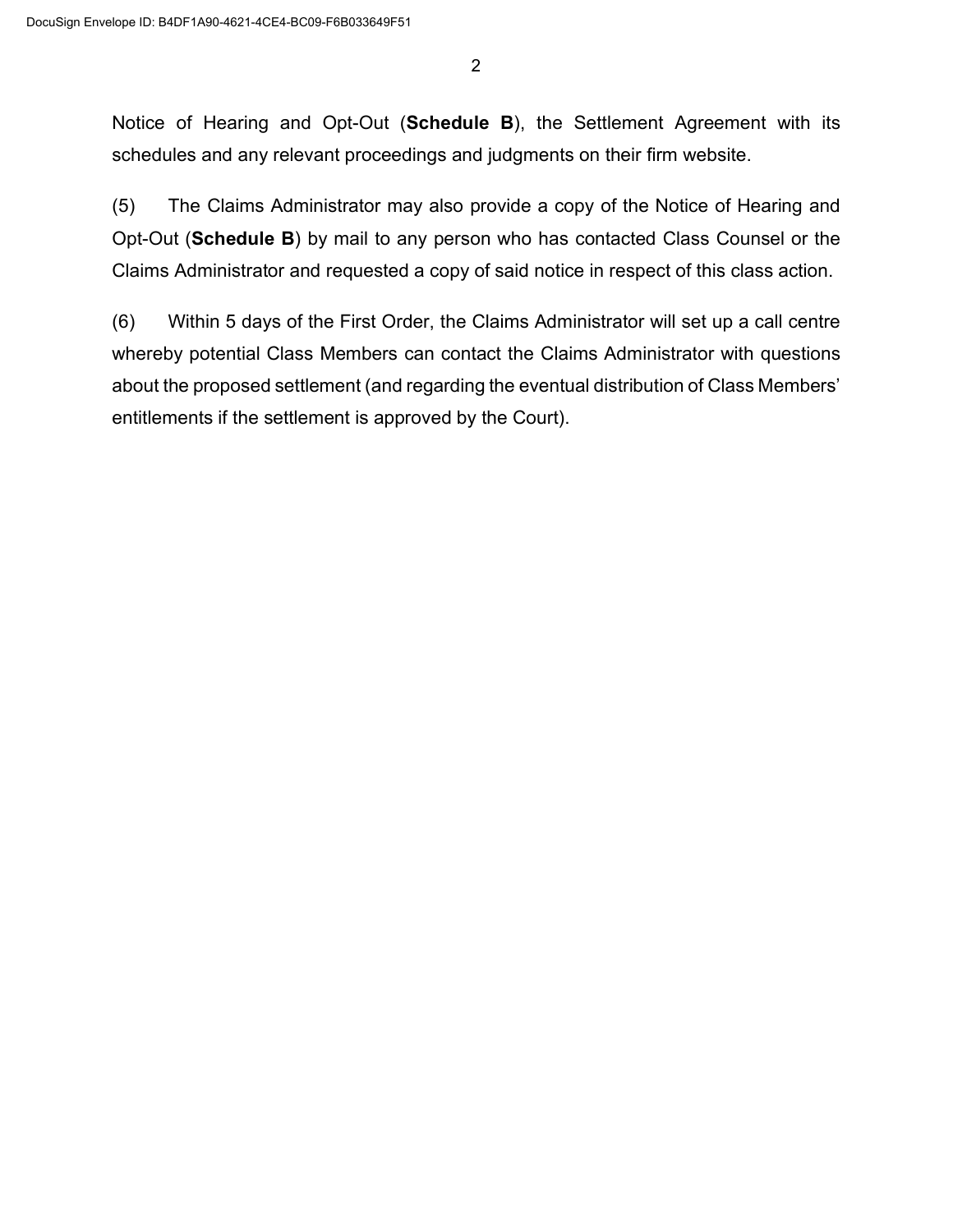Notice of Hearing and Opt-Out (**Schedule B**), the Settlement Agreement with its schedules and any relevant proceedings and judgments on their firm website.

(5) The Claims Administrator may also provide a copy of the Notice of Hearing and Opt-Out (**Schedule B**) by mail to any person who has contacted Class Counsel or the Claims Administrator and requested a copy of said notice in respect of this class action.

(6) Within 5 days of the First Order, the Claims Administrator will set up a call centre whereby potential Class Members can contact the Claims Administrator with questions about the proposed settlement (and regarding the eventual distribution of Class Members' entitlements if the settlement is approved by the Court).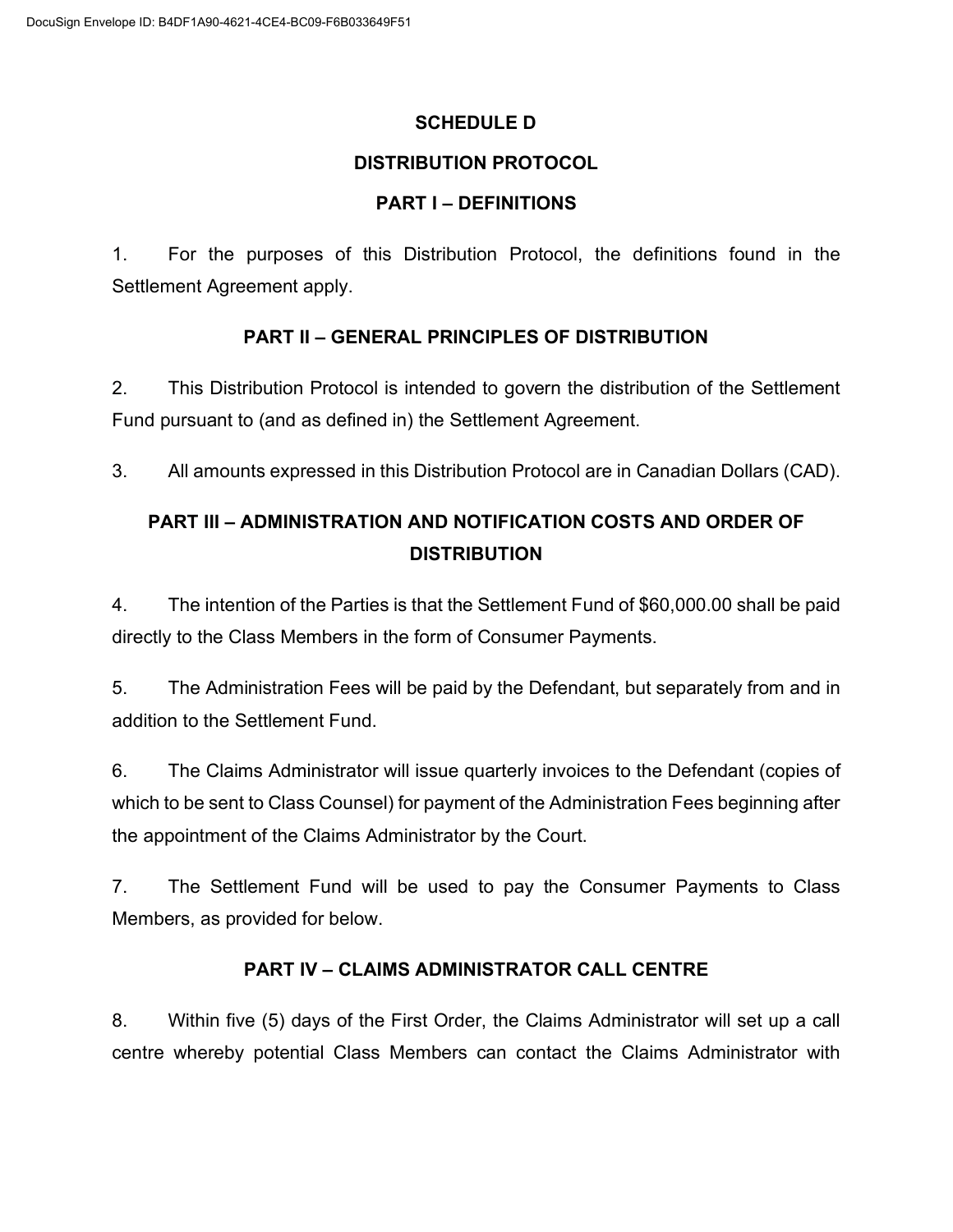# SCHEDULE D

## DISTRIBUTION PROTOCOL

### PART I – DEFINITIONS

1. For the purposes of this Distribution Protocol, the definitions found in the Settlement Agreement apply.

### PART II – GENERAL PRINCIPLES OF DISTRIBUTION

2. This Distribution Protocol is intended to govern the distribution of the Settlement Fund pursuant to (and as defined in) the Settlement Agreement.

3. All amounts expressed in this Distribution Protocol are in Canadian Dollars (CAD).

### PART III – ADMINISTRATION AND NOTIFICATION COSTS AND ORDER OF DISTRIBUTION

4. The intention of the Parties is that the Settlement Fund of $60,000.00 shall be paid directly to the Class Members in the form of Consumer Payments.

5. The Administration Fees will be paid by the Defendant, but separately from and in addition to the Settlement Fund.

6. The Claims Administrator will issue quarterly invoices to the Defendant (copies of which to be sent to Class Counsel) for payment of the Administration Fees beginning after the appointment of the Claims Administrator by the Court.

7. The Settlement Fund will be used to pay the Consumer Payments to Class Members, as provided for below.

### PART IV – CLAIMS ADMINISTRATOR CALL CENTRE

8. Within five (5) days of the First Order, the Claims Administrator will set up a call centre whereby potential Class Members can contact the Claims Administrator with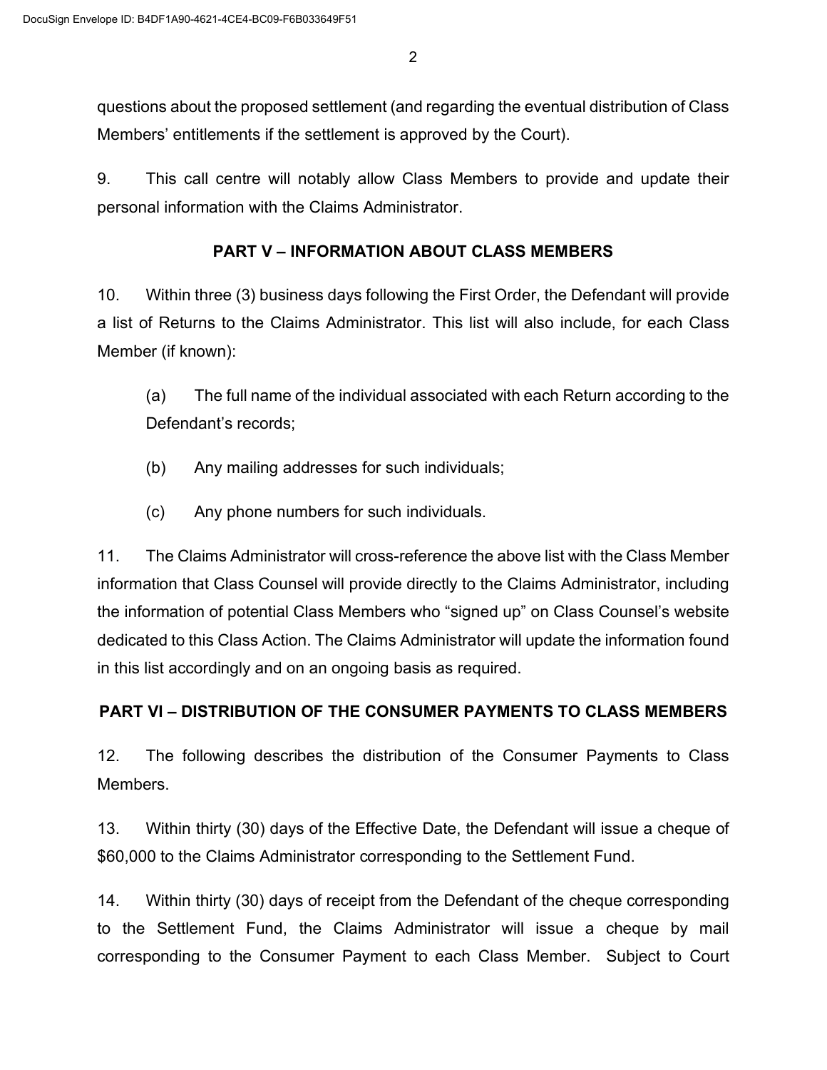questions about the proposed settlement (and regarding the eventual distribution of Class Members' entitlements if the settlement is approved by the Court).

9. This call centre will notably allow Class Members to provide and update their personal information with the Claims Administrator.

## PART V – INFORMATION ABOUT CLASS MEMBERS

10. Within three (3) business days following the First Order, the Defendant will provide a list of Returns to the Claims Administrator. This list will also include, for each Class Member (if known):

(a) The full name of the individual associated with each Return according to the Defendant's records;

(b) Any mailing addresses for such individuals;

(c) Any phone numbers for such individuals.

11. The Claims Administrator will cross-reference the above list with the Class Member information that Class Counsel will provide directly to the Claims Administrator, including the information of potential Class Members who "signed up" on Class Counsel's website dedicated to this Class Action. The Claims Administrator will update the information found in this list accordingly and on an ongoing basis as required.

## PART VI – DISTRIBUTION OF THE CONSUMER PAYMENTS TO CLASS MEMBERS

12. The following describes the distribution of the Consumer Payments to Class Members.

13. Within thirty (30) days of the Effective Date, the Defendant will issue a cheque of $60,000 to the Claims Administrator corresponding to the Settlement Fund.

14. Within thirty (30) days of receipt from the Defendant of the cheque corresponding to the Settlement Fund, the Claims Administrator will issue a cheque by mail corresponding to the Consumer Payment to each Class Member. Subject to Court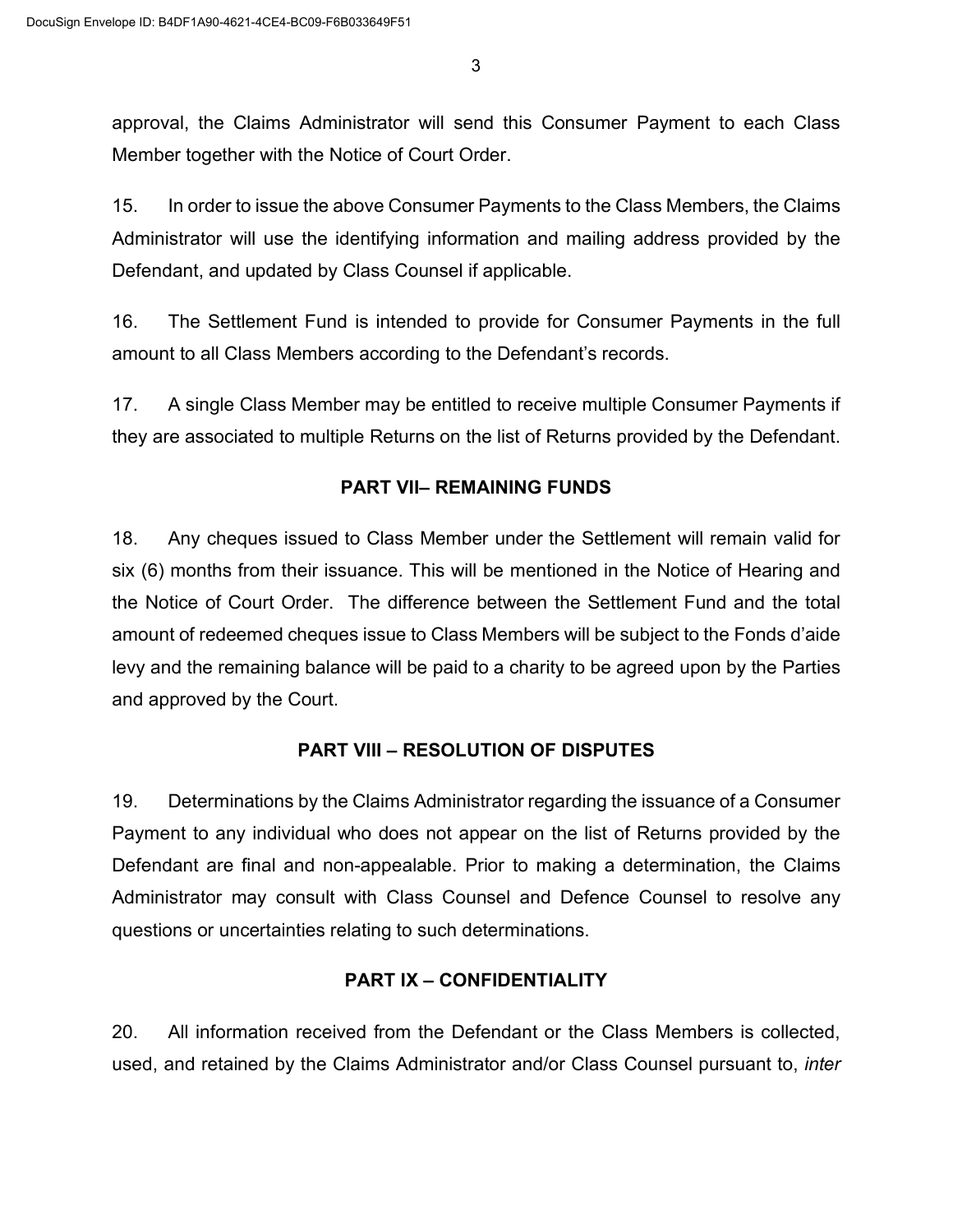approval, the Claims Administrator will send this Consumer Payment to each Class Member together with the Notice of Court Order.

15. In order to issue the above Consumer Payments to the Class Members, the Claims Administrator will use the identifying information and mailing address provided by the Defendant, and updated by Class Counsel if applicable.

16. The Settlement Fund is intended to provide for Consumer Payments in the full amount to all Class Members according to the Defendant's records.

17. A single Class Member may be entitled to receive multiple Consumer Payments if they are associated to multiple Returns on the list of Returns provided by the Defendant.

## PART VII– REMAINING FUNDS

18. Any cheques issued to Class Member under the Settlement will remain valid for six (6) months from their issuance. This will be mentioned in the Notice of Hearing and the Notice of Court Order. The difference between the Settlement Fund and the total amount of redeemed cheques issue to Class Members will be subject to the Fonds d'aide levy and the remaining balance will be paid to a charity to be agreed upon by the Parties and approved by the Court.

## PART VIII – RESOLUTION OF DISPUTES

19. Determinations by the Claims Administrator regarding the issuance of a Consumer Payment to any individual who does not appear on the list of Returns provided by the Defendant are final and non-appealable. Prior to making a determination, the Claims Administrator may consult with Class Counsel and Defence Counsel to resolve any questions or uncertainties relating to such determinations.

## PART IX – CONFIDENTIALITY

20. All information received from the Defendant or the Class Members is collected, used, and retained by the Claims Administrator and/or Class Counsel pursuant to, *inter*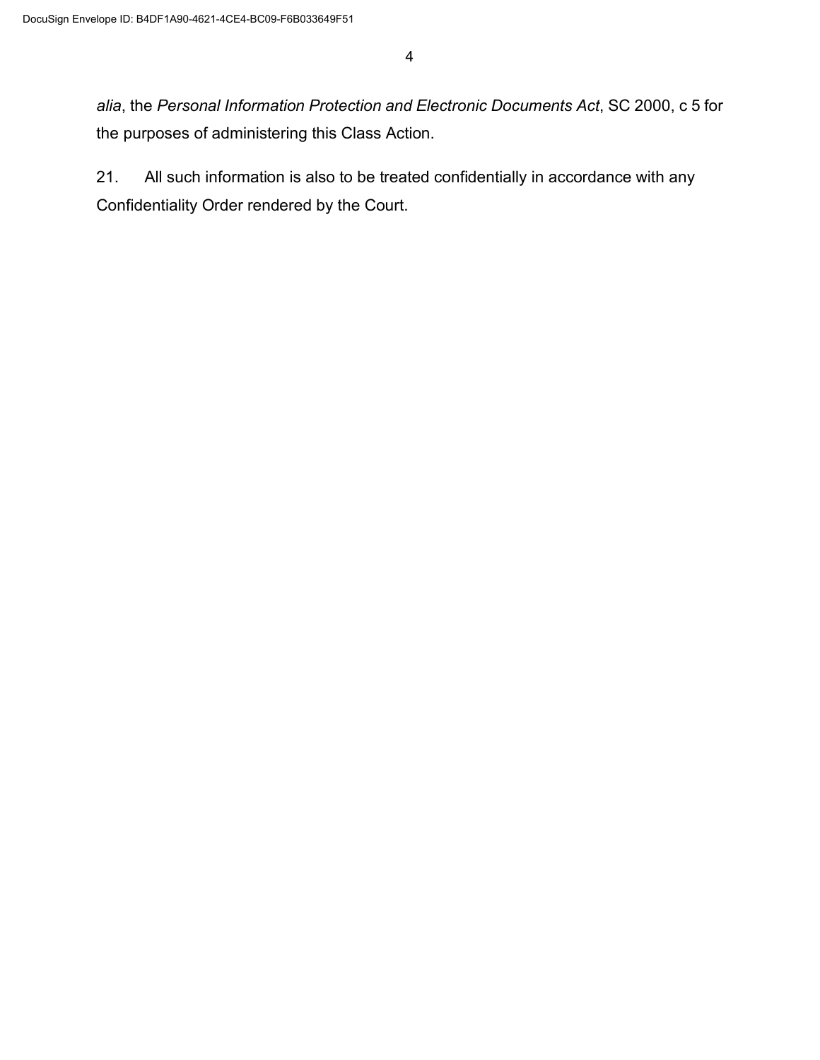*alia*, the *Personal Information Protection and Electronic Documents Act*, SC 2000, c 5 for the purposes of administering this Class Action.

21. All such information is also to be treated confidentially in accordance with any Confidentiality Order rendered by the Court.